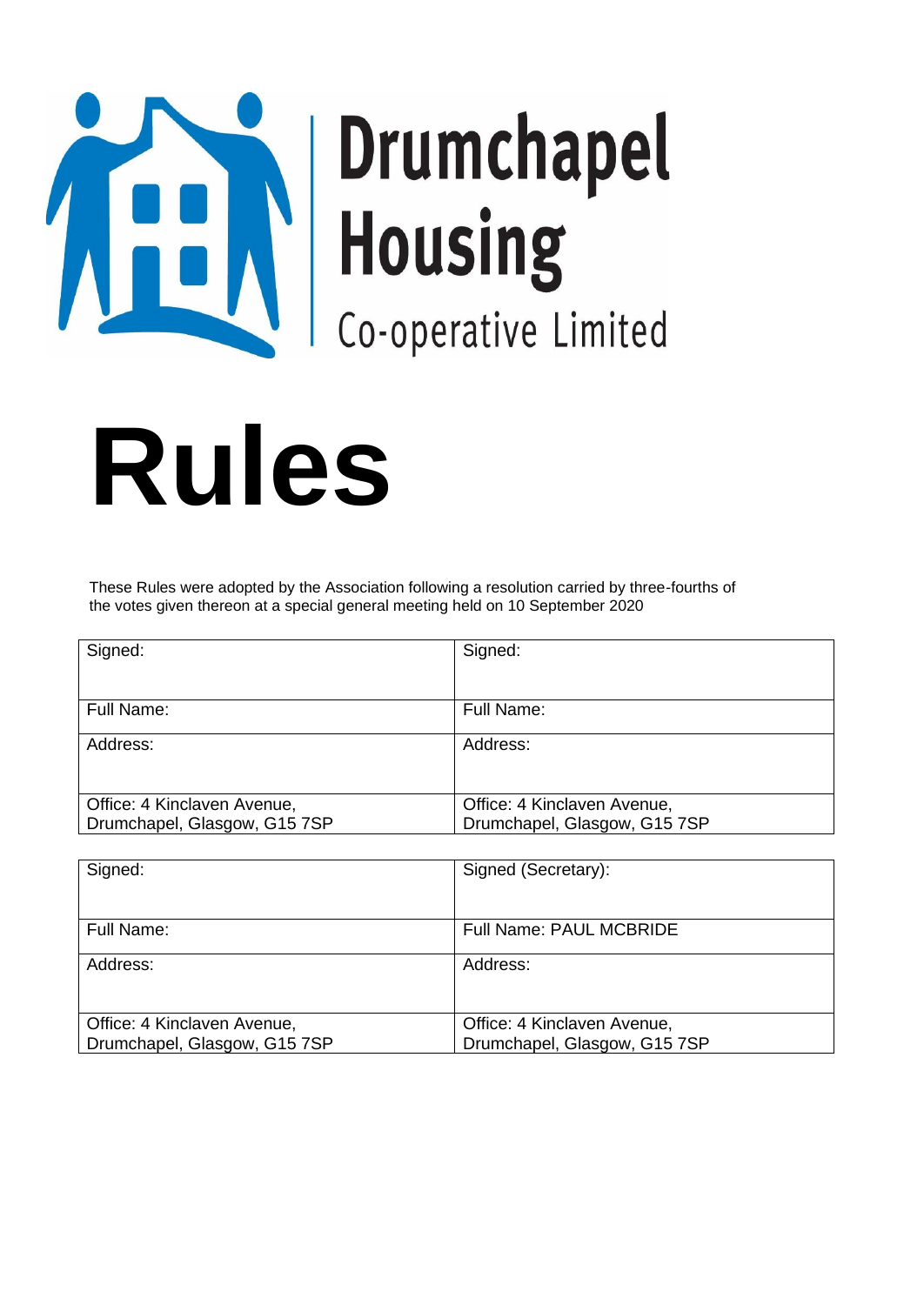Drumchapel Housing Co-operative Limited

# Rules

These Rules were adopted by the Association following a resolution carried by three-fourths of the votes given thereon at a special general meeting held on 10 September 2020

| Signed: | Signed: |
|---|---|
| Full Name: | Full Name: |
| Address: | Address: |
| Office: 4 Kinclaven Avenue, Drumchapel, Glasgow, G15 7SP | Office: 4 Kinclaven Avenue, Drumchapel, Glasgow, G15 7SP |

| Signed: | Signed (Secretary): |
|---|---|
| Full Name: | Full Name: PAUL MCBRIDE |
| Address: | Address: |
| Office: 4 Kinclaven Avenue, Drumchapel, Glasgow, G15 7SP | Office: 4 Kinclaven Avenue, Drumchapel, Glasgow, G15 7SP |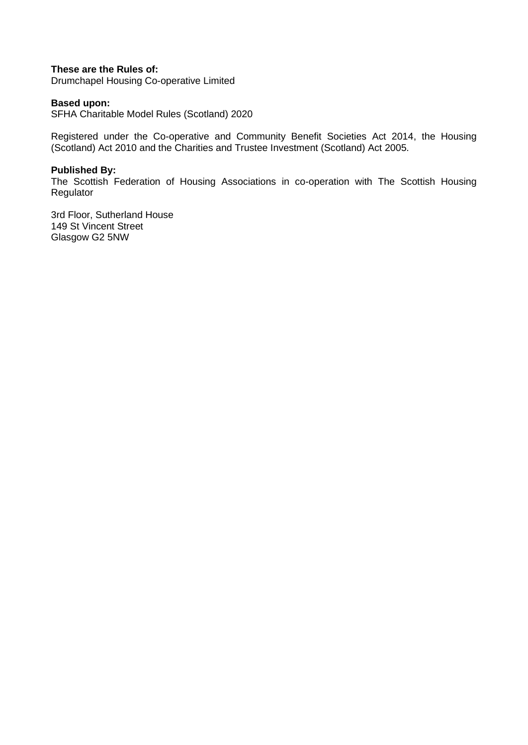**These are the Rules of:**
Drumchapel Housing Co-operative Limited

**Based upon:**
SFHA Charitable Model Rules (Scotland) 2020

Registered under the Co-operative and Community Benefit Societies Act 2014, the Housing (Scotland) Act 2010 and the Charities and Trustee Investment (Scotland) Act 2005.

**Published By:**
The Scottish Federation of Housing Associations in co-operation with The Scottish Housing Regulator

3rd Floor, Sutherland House
149 St Vincent Street
Glasgow G2 5NW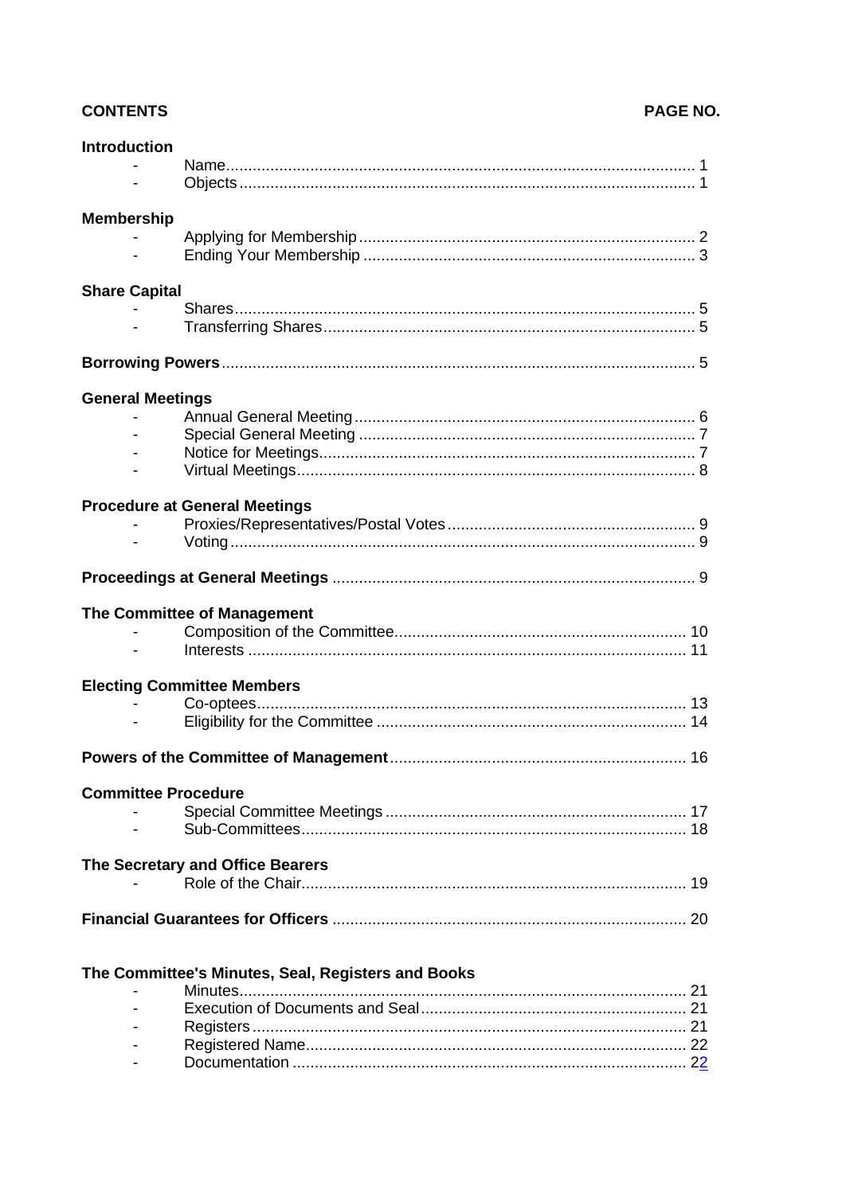**CONTENTS** **PAGE NO.**

**Introduction**

- Name........................................................................................................ 1
- Objects...................................................................................................... 1

**Membership**

- Applying for Membership........................................................................... 2
- Ending Your Membership .......................................................................... 3

**Share Capital**

- Shares....................................................................................................... 5
- Transferring Shares................................................................................... 5

**Borrowing Powers**........................................................................................................ 5

**General Meetings**

- Annual General Meeting............................................................................ 6
- Special General Meeting ........................................................................... 7
- Notice for Meetings.................................................................................... 7
- Virtual Meetings......................................................................................... 8

**Procedure at General Meetings**

- Proxies/Representatives/Postal Votes....................................................... 9
- Voting........................................................................................................ 9

**Proceedings at General Meetings** ................................................................................ 9

**The Committee of Management**

- Composition of the Committee................................................................. 10
- Interests .................................................................................................. 11

**Electing Committee Members**

- Co-optees................................................................................................ 13
- Eligibility for the Committee ..................................................................... 14

**Powers of the Committee of Management**................................................................. 16

**Committee Procedure**

- Special Committee Meetings ................................................................... 17
- Sub-Committees...................................................................................... 18

**The Secretary and Office Bearers**

- Role of the Chair...................................................................................... 19

**Financial Guarantees for Officers** ............................................................................... 20

**The Committee's Minutes, Seal, Registers and Books**

- Minutes.................................................................................................... 21
- Execution of Documents and Seal........................................................... 21
- Registers................................................................................................. 21
- Registered Name..................................................................................... 22
- Documentation ........................................................................................ 22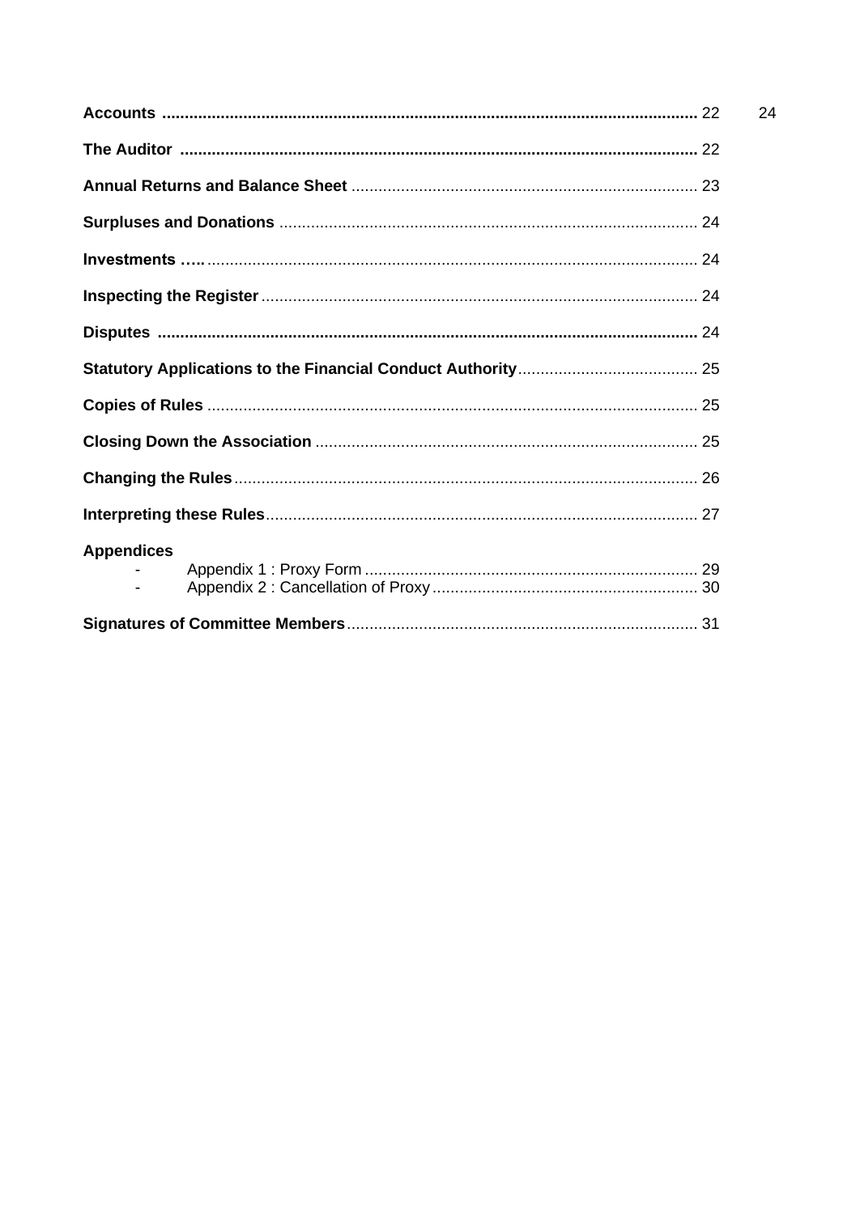**Accounts** .................................................................................................................. 22

**The Auditor** .............................................................................................................. 22

**Annual Returns and Balance Sheet** ......................................................................... 23

**Surpluses and Donations** ......................................................................................... 24

**Investments …..** ........................................................................................................ 24

**Inspecting the Register** ............................................................................................. 24

**Disputes** ................................................................................................................... 24

**Statutory Applications to the Financial Conduct Authority** ...................................... 25

**Copies of Rules** ......................................................................................................... 25

**Closing Down the Association** .................................................................................. 25

**Changing the Rules** .................................................................................................... 26

**Interpreting these Rules** ............................................................................................. 27

**Appendices**

- Appendix 1 : Proxy Form ........................................................................ 29
- Appendix 2 : Cancellation of Proxy ......................................................... 30

**Signatures of Committee Members** ........................................................................... 31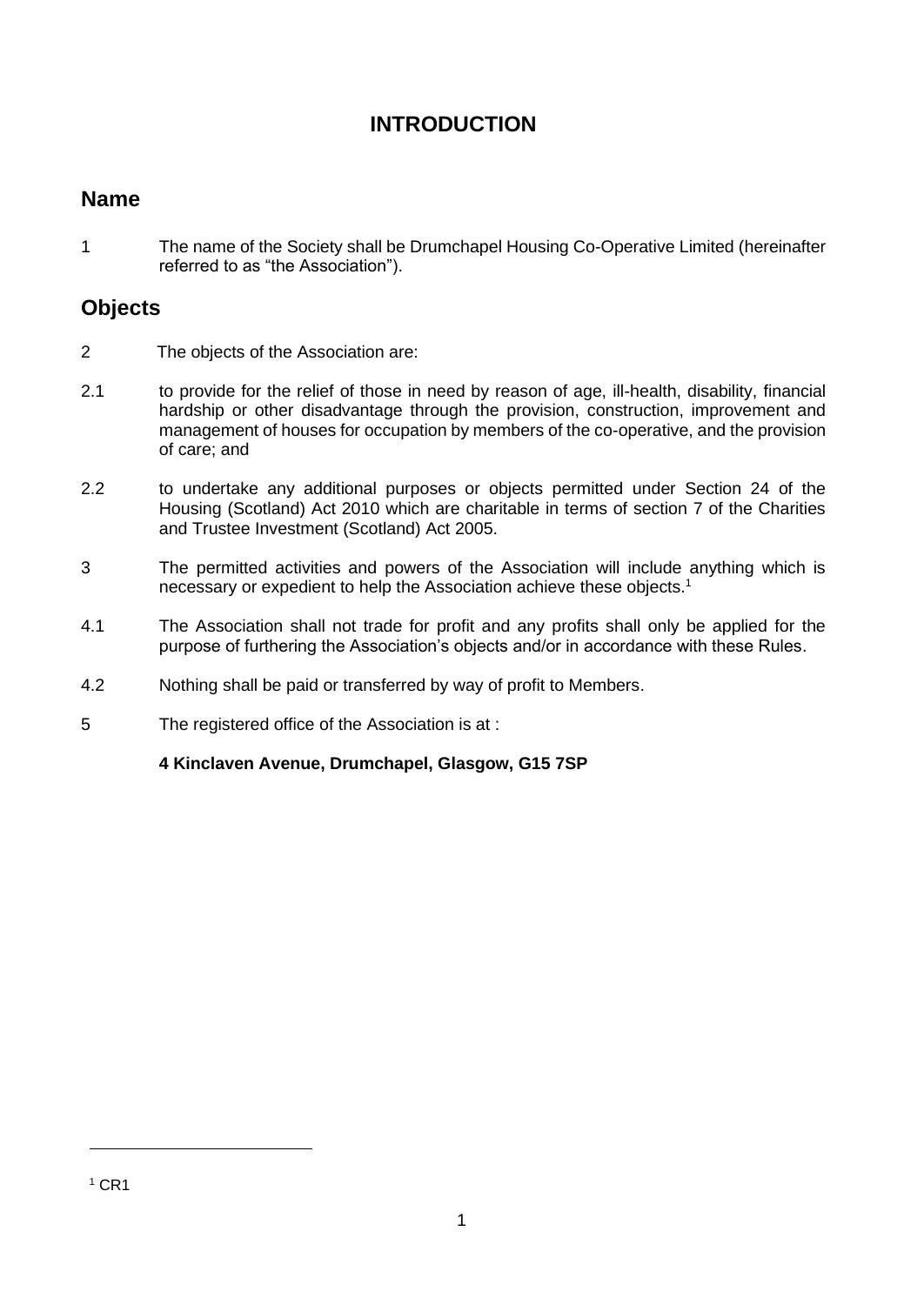# INTRODUCTION

## Name

1 The name of the Society shall be Drumchapel Housing Co-Operative Limited (hereinafter referred to as "the Association").

## Objects

2 The objects of the Association are:

2.1 to provide for the relief of those in need by reason of age, ill-health, disability, financial hardship or other disadvantage through the provision, construction, improvement and management of houses for occupation by members of the co-operative, and the provision of care; and

2.2 to undertake any additional purposes or objects permitted under Section 24 of the Housing (Scotland) Act 2010 which are charitable in terms of section 7 of the Charities and Trustee Investment (Scotland) Act 2005.

3 The permitted activities and powers of the Association will include anything which is necessary or expedient to help the Association achieve these objects.[1]

4.1 The Association shall not trade for profit and any profits shall only be applied for the purpose of furthering the Association's objects and/or in accordance with these Rules.

4.2 Nothing shall be paid or transferred by way of profit to Members.

5 The registered office of the Association is at :

**4 Kinclaven Avenue, Drumchapel, Glasgow, G15 7SP**

---

[1] CR1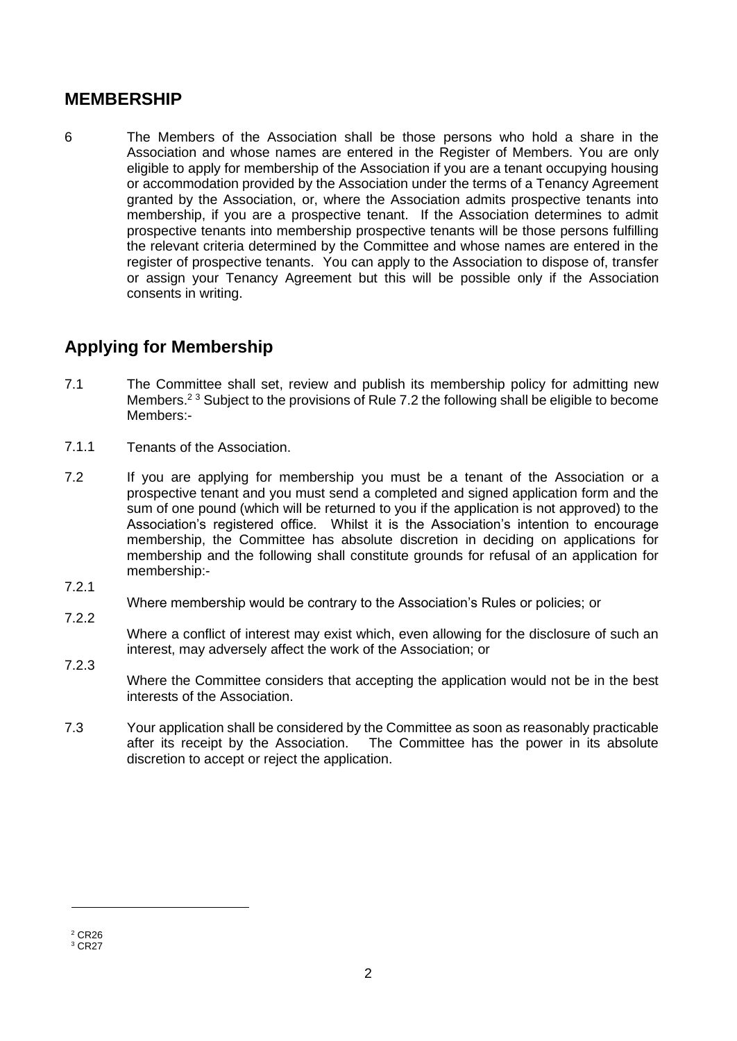## MEMBERSHIP

6 The Members of the Association shall be those persons who hold a share in the Association and whose names are entered in the Register of Members. You are only eligible to apply for membership of the Association if you are a tenant occupying housing or accommodation provided by the Association under the terms of a Tenancy Agreement granted by the Association, or, where the Association admits prospective tenants into membership, if you are a prospective tenant. If the Association determines to admit prospective tenants into membership prospective tenants will be those persons fulfilling the relevant criteria determined by the Committee and whose names are entered in the register of prospective tenants. You can apply to the Association to dispose of, transfer or assign your Tenancy Agreement but this will be possible only if the Association consents in writing.

## Applying for Membership

7.1 The Committee shall set, review and publish its membership policy for admitting new Members.[2] [3] Subject to the provisions of Rule 7.2 the following shall be eligible to become Members:-

7.1.1 Tenants of the Association.

7.2 If you are applying for membership you must be a tenant of the Association or a prospective tenant and you must send a completed and signed application form and the sum of one pound (which will be returned to you if the application is not approved) to the Association's registered office. Whilst it is the Association's intention to encourage membership, the Committee has absolute discretion in deciding on applications for membership and the following shall constitute grounds for refusal of an application for membership:-

7.2.1 Where membership would be contrary to the Association's Rules or policies; or

7.2.2 Where a conflict of interest may exist which, even allowing for the disclosure of such an interest, may adversely affect the work of the Association; or

7.2.3 Where the Committee considers that accepting the application would not be in the best interests of the Association.

7.3 Your application shall be considered by the Committee as soon as reasonably practicable after its receipt by the Association. The Committee has the power in its absolute discretion to accept or reject the application.

---

[2] CR26

[3] CR27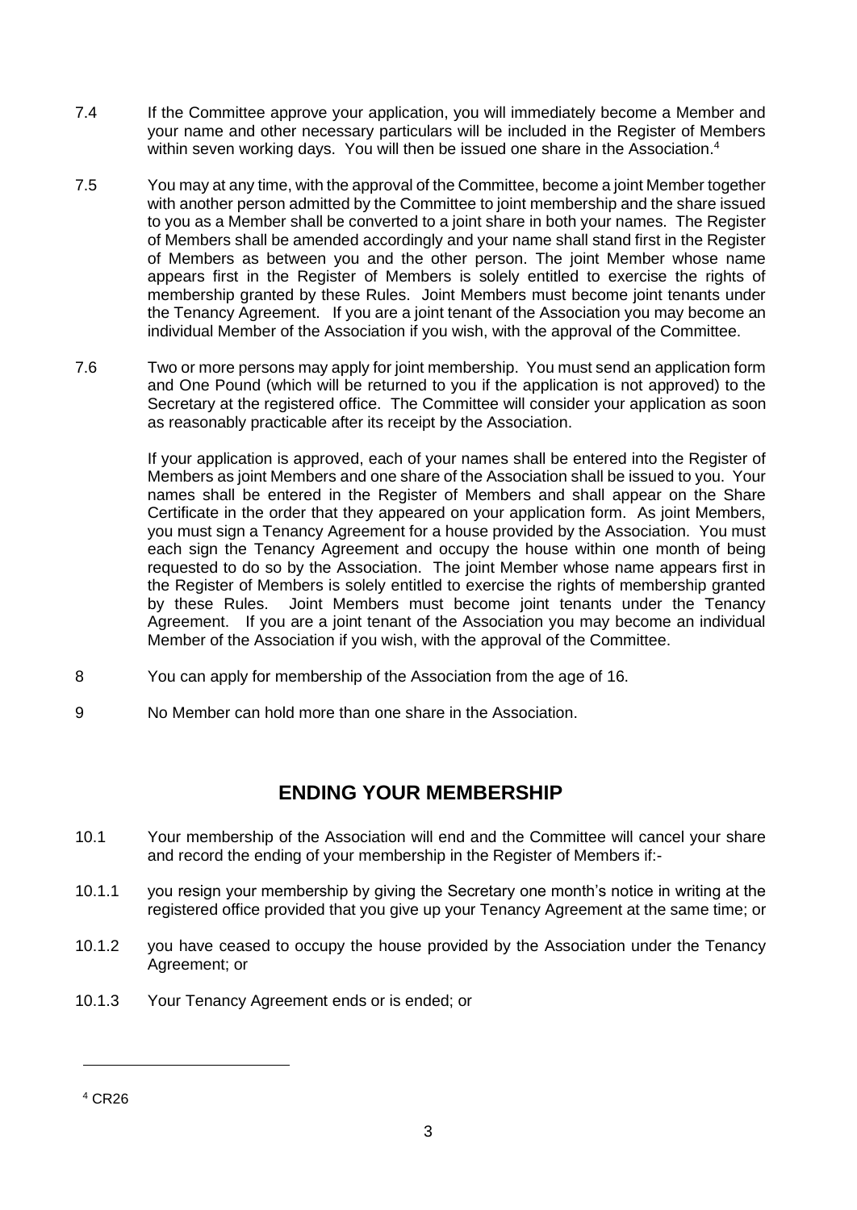7.4 If the Committee approve your application, you will immediately become a Member and your name and other necessary particulars will be included in the Register of Members within seven working days. You will then be issued one share in the Association.[4]

7.5 You may at any time, with the approval of the Committee, become a joint Member together with another person admitted by the Committee to joint membership and the share issued to you as a Member shall be converted to a joint share in both your names. The Register of Members shall be amended accordingly and your name shall stand first in the Register of Members as between you and the other person. The joint Member whose name appears first in the Register of Members is solely entitled to exercise the rights of membership granted by these Rules. Joint Members must become joint tenants under the Tenancy Agreement. If you are a joint tenant of the Association you may become an individual Member of the Association if you wish, with the approval of the Committee.

7.6 Two or more persons may apply for joint membership. You must send an application form and One Pound (which will be returned to you if the application is not approved) to the Secretary at the registered office. The Committee will consider your application as soon as reasonably practicable after its receipt by the Association.

If your application is approved, each of your names shall be entered into the Register of Members as joint Members and one share of the Association shall be issued to you. Your names shall be entered in the Register of Members and shall appear on the Share Certificate in the order that they appeared on your application form. As joint Members, you must sign a Tenancy Agreement for a house provided by the Association. You must each sign the Tenancy Agreement and occupy the house within one month of being requested to do so by the Association. The joint Member whose name appears first in the Register of Members is solely entitled to exercise the rights of membership granted by these Rules. Joint Members must become joint tenants under the Tenancy Agreement. If you are a joint tenant of the Association you may become an individual Member of the Association if you wish, with the approval of the Committee.

8 You can apply for membership of the Association from the age of 16.

9 No Member can hold more than one share in the Association.

## ENDING YOUR MEMBERSHIP

10.1 Your membership of the Association will end and the Committee will cancel your share and record the ending of your membership in the Register of Members if:-

10.1.1 you resign your membership by giving the Secretary one month's notice in writing at the registered office provided that you give up your Tenancy Agreement at the same time; or

10.1.2 you have ceased to occupy the house provided by the Association under the Tenancy Agreement; or

10.1.3 Your Tenancy Agreement ends or is ended; or

[4] CR26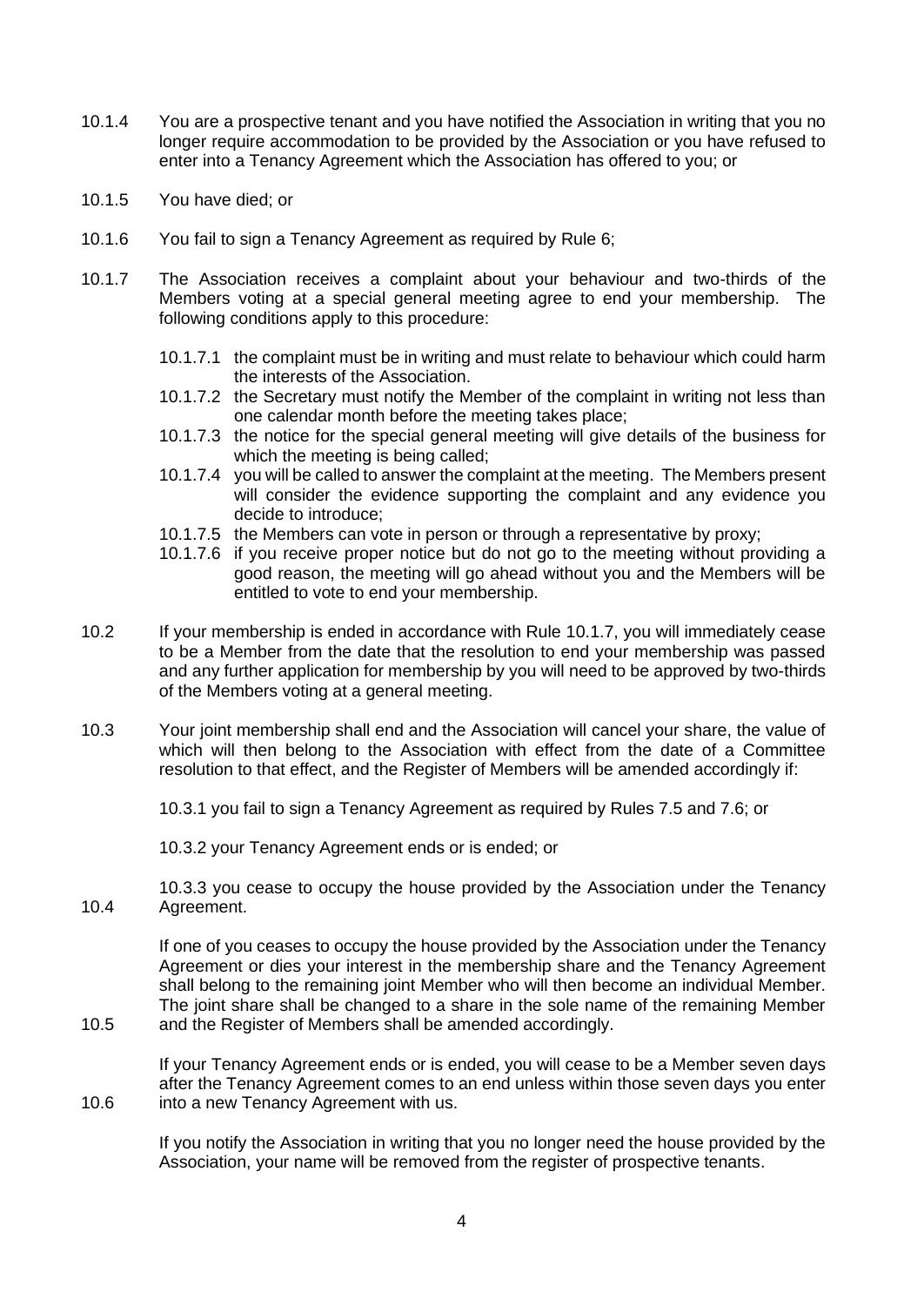10.1.4 You are a prospective tenant and you have notified the Association in writing that you no longer require accommodation to be provided by the Association or you have refused to enter into a Tenancy Agreement which the Association has offered to you; or

10.1.5 You have died; or

10.1.6 You fail to sign a Tenancy Agreement as required by Rule 6;

10.1.7 The Association receives a complaint about your behaviour and two-thirds of the Members voting at a special general meeting agree to end your membership. The following conditions apply to this procedure:

- 10.1.7.1 the complaint must be in writing and must relate to behaviour which could harm the interests of the Association.
- 10.1.7.2 the Secretary must notify the Member of the complaint in writing not less than one calendar month before the meeting takes place;
- 10.1.7.3 the notice for the special general meeting will give details of the business for which the meeting is being called;
- 10.1.7.4 you will be called to answer the complaint at the meeting. The Members present will consider the evidence supporting the complaint and any evidence you decide to introduce;
- 10.1.7.5 the Members can vote in person or through a representative by proxy;
- 10.1.7.6 if you receive proper notice but do not go to the meeting without providing a good reason, the meeting will go ahead without you and the Members will be entitled to vote to end your membership.

10.2 If your membership is ended in accordance with Rule 10.1.7, you will immediately cease to be a Member from the date that the resolution to end your membership was passed and any further application for membership by you will need to be approved by two-thirds of the Members voting at a general meeting.

10.3 Your joint membership shall end and the Association will cancel your share, the value of which will then belong to the Association with effect from the date of a Committee resolution to that effect, and the Register of Members will be amended accordingly if:

10.3.1 you fail to sign a Tenancy Agreement as required by Rules 7.5 and 7.6; or

10.3.2 your Tenancy Agreement ends or is ended; or

10.3.3 you cease to occupy the house provided by the Association under the Tenancy Agreement.

10.4 If one of you ceases to occupy the house provided by the Association under the Tenancy Agreement or dies your interest in the membership share and the Tenancy Agreement shall belong to the remaining joint Member who will then become an individual Member. The joint share shall be changed to a share in the sole name of the remaining Member and the Register of Members shall be amended accordingly.

10.5 If your Tenancy Agreement ends or is ended, you will cease to be a Member seven days after the Tenancy Agreement comes to an end unless within those seven days you enter into a new Tenancy Agreement with us.

10.6 If you notify the Association in writing that you no longer need the house provided by the Association, your name will be removed from the register of prospective tenants.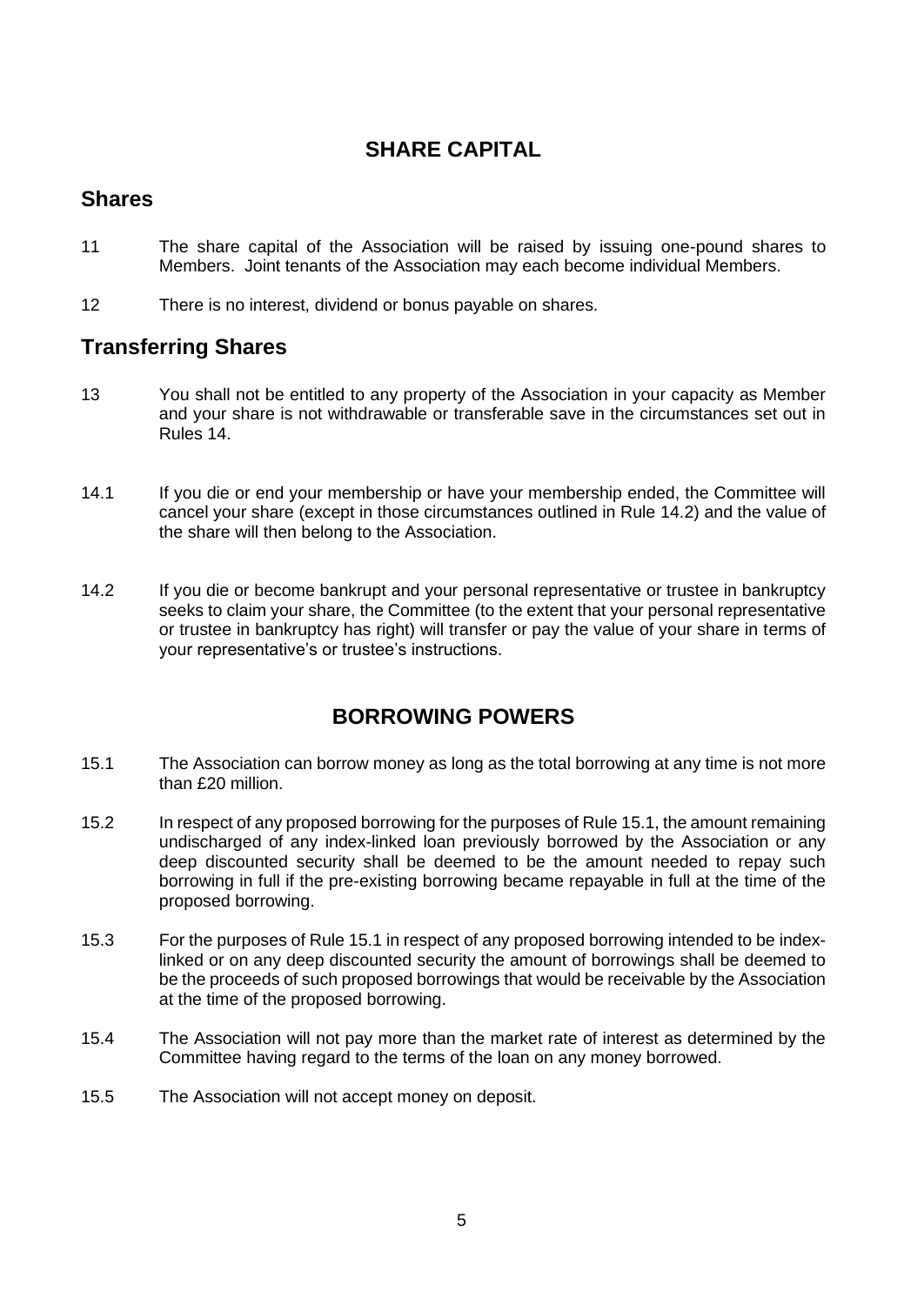# SHARE CAPITAL

## Shares

11 The share capital of the Association will be raised by issuing one-pound shares to Members. Joint tenants of the Association may each become individual Members.

12 There is no interest, dividend or bonus payable on shares.

## Transferring Shares

13 You shall not be entitled to any property of the Association in your capacity as Member and your share is not withdrawable or transferable save in the circumstances set out in Rules 14.

14.1 If you die or end your membership or have your membership ended, the Committee will cancel your share (except in those circumstances outlined in Rule 14.2) and the value of the share will then belong to the Association.

14.2 If you die or become bankrupt and your personal representative or trustee in bankruptcy seeks to claim your share, the Committee (to the extent that your personal representative or trustee in bankruptcy has right) will transfer or pay the value of your share in terms of your representative's or trustee's instructions.

# BORROWING POWERS

15.1 The Association can borrow money as long as the total borrowing at any time is not more than £20 million.

15.2 In respect of any proposed borrowing for the purposes of Rule 15.1, the amount remaining undischarged of any index-linked loan previously borrowed by the Association or any deep discounted security shall be deemed to be the amount needed to repay such borrowing in full if the pre-existing borrowing became repayable in full at the time of the proposed borrowing.

15.3 For the purposes of Rule 15.1 in respect of any proposed borrowing intended to be index-linked or on any deep discounted security the amount of borrowings shall be deemed to be the proceeds of such proposed borrowings that would be receivable by the Association at the time of the proposed borrowing.

15.4 The Association will not pay more than the market rate of interest as determined by the Committee having regard to the terms of the loan on any money borrowed.

15.5 The Association will not accept money on deposit.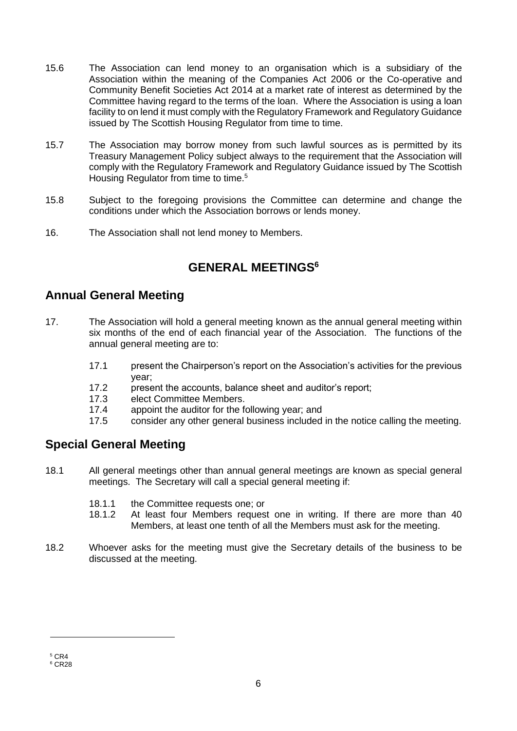15.6 The Association can lend money to an organisation which is a subsidiary of the Association within the meaning of the Companies Act 2006 or the Co-operative and Community Benefit Societies Act 2014 at a market rate of interest as determined by the Committee having regard to the terms of the loan. Where the Association is using a loan facility to on lend it must comply with the Regulatory Framework and Regulatory Guidance issued by The Scottish Housing Regulator from time to time.

15.7 The Association may borrow money from such lawful sources as is permitted by its Treasury Management Policy subject always to the requirement that the Association will comply with the Regulatory Framework and Regulatory Guidance issued by The Scottish Housing Regulator from time to time.[5]

15.8 Subject to the foregoing provisions the Committee can determine and change the conditions under which the Association borrows or lends money.

16. The Association shall not lend money to Members.

# GENERAL MEETINGS[6]

## Annual General Meeting

17. The Association will hold a general meeting known as the annual general meeting within six months of the end of each financial year of the Association. The functions of the annual general meeting are to:

    17.1 present the Chairperson's report on the Association's activities for the previous year;
    17.2 present the accounts, balance sheet and auditor's report;
    17.3 elect Committee Members.
    17.4 appoint the auditor for the following year; and
    17.5 consider any other general business included in the notice calling the meeting.

## Special General Meeting

18.1 All general meetings other than annual general meetings are known as special general meetings. The Secretary will call a special general meeting if:

    18.1.1 the Committee requests one; or
    18.1.2 At least four Members request one in writing. If there are more than 40 Members, at least one tenth of all the Members must ask for the meeting.

18.2 Whoever asks for the meeting must give the Secretary details of the business to be discussed at the meeting.

[5] CR4
[6] CR28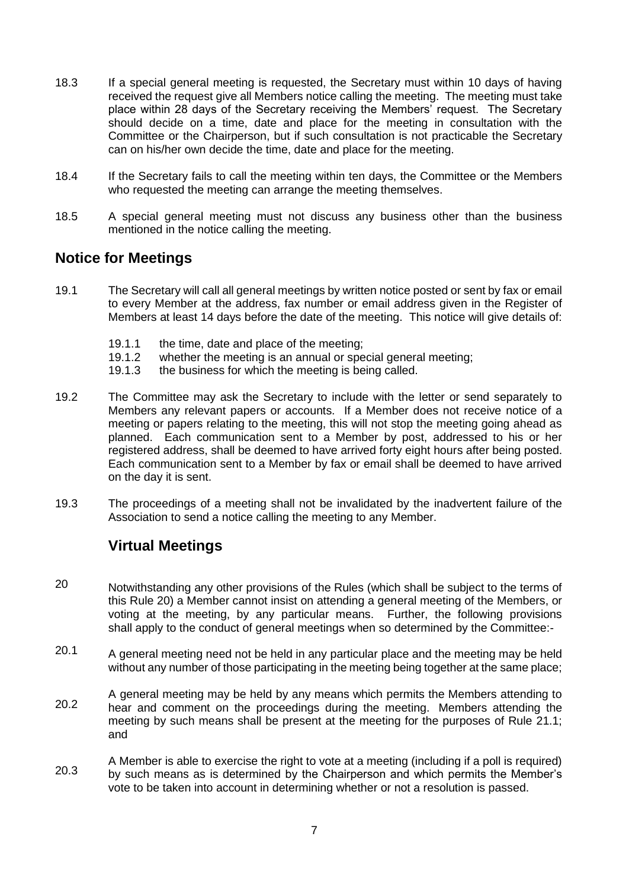18.3 If a special general meeting is requested, the Secretary must within 10 days of having received the request give all Members notice calling the meeting. The meeting must take place within 28 days of the Secretary receiving the Members' request. The Secretary should decide on a time, date and place for the meeting in consultation with the Committee or the Chairperson, but if such consultation is not practicable the Secretary can on his/her own decide the time, date and place for the meeting.

18.4 If the Secretary fails to call the meeting within ten days, the Committee or the Members who requested the meeting can arrange the meeting themselves.

18.5 A special general meeting must not discuss any business other than the business mentioned in the notice calling the meeting.

## Notice for Meetings

19.1 The Secretary will call all general meetings by written notice posted or sent by fax or email to every Member at the address, fax number or email address given in the Register of Members at least 14 days before the date of the meeting. This notice will give details of:

- 19.1.1 the time, date and place of the meeting;
- 19.1.2 whether the meeting is an annual or special general meeting;
- 19.1.3 the business for which the meeting is being called.

19.2 The Committee may ask the Secretary to include with the letter or send separately to Members any relevant papers or accounts. If a Member does not receive notice of a meeting or papers relating to the meeting, this will not stop the meeting going ahead as planned. Each communication sent to a Member by post, addressed to his or her registered address, shall be deemed to have arrived forty eight hours after being posted. Each communication sent to a Member by fax or email shall be deemed to have arrived on the day it is sent.

19.3 The proceedings of a meeting shall not be invalidated by the inadvertent failure of the Association to send a notice calling the meeting to any Member.

## Virtual Meetings

20 Notwithstanding any other provisions of the Rules (which shall be subject to the terms of this Rule 20) a Member cannot insist on attending a general meeting of the Members, or voting at the meeting, by any particular means. Further, the following provisions shall apply to the conduct of general meetings when so determined by the Committee:-

20.1 A general meeting need not be held in any particular place and the meeting may be held without any number of those participating in the meeting being together at the same place;

20.2 A general meeting may be held by any means which permits the Members attending to hear and comment on the proceedings during the meeting. Members attending the meeting by such means shall be present at the meeting for the purposes of Rule 21.1; and

20.3 A Member is able to exercise the right to vote at a meeting (including if a poll is required) by such means as is determined by the Chairperson and which permits the Member's vote to be taken into account in determining whether or not a resolution is passed.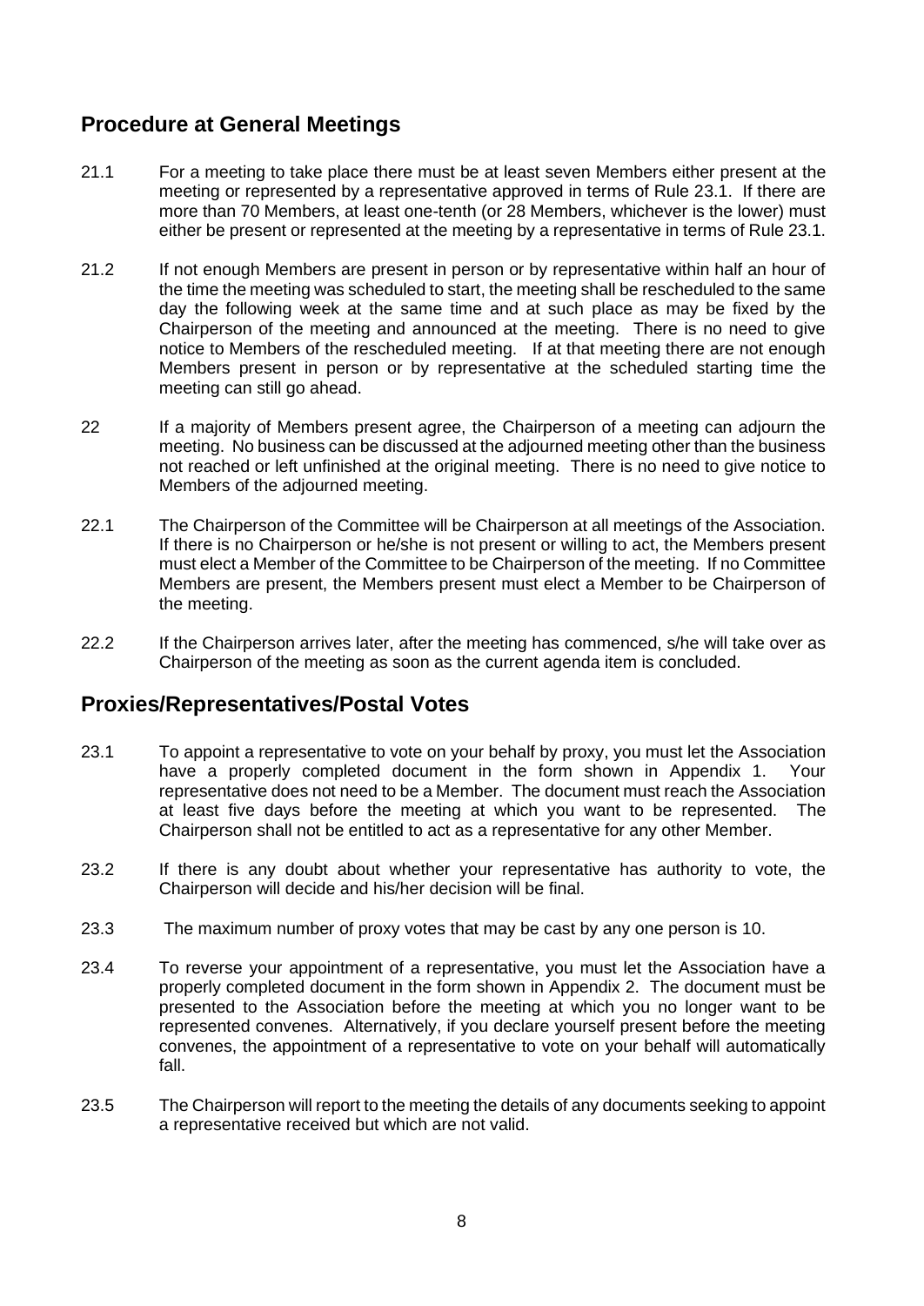## Procedure at General Meetings

21.1 For a meeting to take place there must be at least seven Members either present at the meeting or represented by a representative approved in terms of Rule 23.1. If there are more than 70 Members, at least one-tenth (or 28 Members, whichever is the lower) must either be present or represented at the meeting by a representative in terms of Rule 23.1.

21.2 If not enough Members are present in person or by representative within half an hour of the time the meeting was scheduled to start, the meeting shall be rescheduled to the same day the following week at the same time and at such place as may be fixed by the Chairperson of the meeting and announced at the meeting. There is no need to give notice to Members of the rescheduled meeting. If at that meeting there are not enough Members present in person or by representative at the scheduled starting time the meeting can still go ahead.

22 If a majority of Members present agree, the Chairperson of a meeting can adjourn the meeting. No business can be discussed at the adjourned meeting other than the business not reached or left unfinished at the original meeting. There is no need to give notice to Members of the adjourned meeting.

22.1 The Chairperson of the Committee will be Chairperson at all meetings of the Association. If there is no Chairperson or he/she is not present or willing to act, the Members present must elect a Member of the Committee to be Chairperson of the meeting. If no Committee Members are present, the Members present must elect a Member to be Chairperson of the meeting.

22.2 If the Chairperson arrives later, after the meeting has commenced, s/he will take over as Chairperson of the meeting as soon as the current agenda item is concluded.

## Proxies/Representatives/Postal Votes

23.1 To appoint a representative to vote on your behalf by proxy, you must let the Association have a properly completed document in the form shown in Appendix 1. Your representative does not need to be a Member. The document must reach the Association at least five days before the meeting at which you want to be represented. The Chairperson shall not be entitled to act as a representative for any other Member.

23.2 If there is any doubt about whether your representative has authority to vote, the Chairperson will decide and his/her decision will be final.

23.3 The maximum number of proxy votes that may be cast by any one person is 10.

23.4 To reverse your appointment of a representative, you must let the Association have a properly completed document in the form shown in Appendix 2. The document must be presented to the Association before the meeting at which you no longer want to be represented convenes. Alternatively, if you declare yourself present before the meeting convenes, the appointment of a representative to vote on your behalf will automatically fall.

23.5 The Chairperson will report to the meeting the details of any documents seeking to appoint a representative received but which are not valid.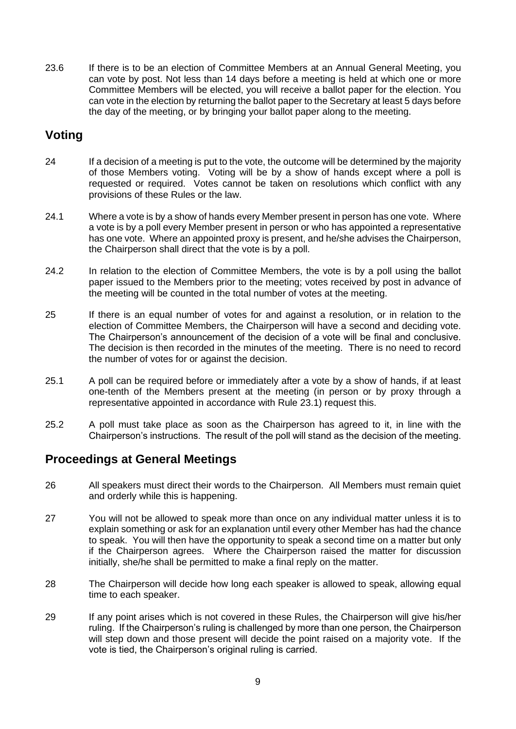23.6 If there is to be an election of Committee Members at an Annual General Meeting, you can vote by post. Not less than 14 days before a meeting is held at which one or more Committee Members will be elected, you will receive a ballot paper for the election. You can vote in the election by returning the ballot paper to the Secretary at least 5 days before the day of the meeting, or by bringing your ballot paper along to the meeting.

## Voting

24 If a decision of a meeting is put to the vote, the outcome will be determined by the majority of those Members voting. Voting will be by a show of hands except where a poll is requested or required. Votes cannot be taken on resolutions which conflict with any provisions of these Rules or the law.

24.1 Where a vote is by a show of hands every Member present in person has one vote. Where a vote is by a poll every Member present in person or who has appointed a representative has one vote. Where an appointed proxy is present, and he/she advises the Chairperson, the Chairperson shall direct that the vote is by a poll.

24.2 In relation to the election of Committee Members, the vote is by a poll using the ballot paper issued to the Members prior to the meeting; votes received by post in advance of the meeting will be counted in the total number of votes at the meeting.

25 If there is an equal number of votes for and against a resolution, or in relation to the election of Committee Members, the Chairperson will have a second and deciding vote. The Chairperson's announcement of the decision of a vote will be final and conclusive. The decision is then recorded in the minutes of the meeting. There is no need to record the number of votes for or against the decision.

25.1 A poll can be required before or immediately after a vote by a show of hands, if at least one-tenth of the Members present at the meeting (in person or by proxy through a representative appointed in accordance with Rule 23.1) request this.

25.2 A poll must take place as soon as the Chairperson has agreed to it, in line with the Chairperson's instructions. The result of the poll will stand as the decision of the meeting.

## Proceedings at General Meetings

26 All speakers must direct their words to the Chairperson. All Members must remain quiet and orderly while this is happening.

27 You will not be allowed to speak more than once on any individual matter unless it is to explain something or ask for an explanation until every other Member has had the chance to speak. You will then have the opportunity to speak a second time on a matter but only if the Chairperson agrees. Where the Chairperson raised the matter for discussion initially, she/he shall be permitted to make a final reply on the matter.

28 The Chairperson will decide how long each speaker is allowed to speak, allowing equal time to each speaker.

29 If any point arises which is not covered in these Rules, the Chairperson will give his/her ruling. If the Chairperson's ruling is challenged by more than one person, the Chairperson will step down and those present will decide the point raised on a majority vote. If the vote is tied, the Chairperson's original ruling is carried.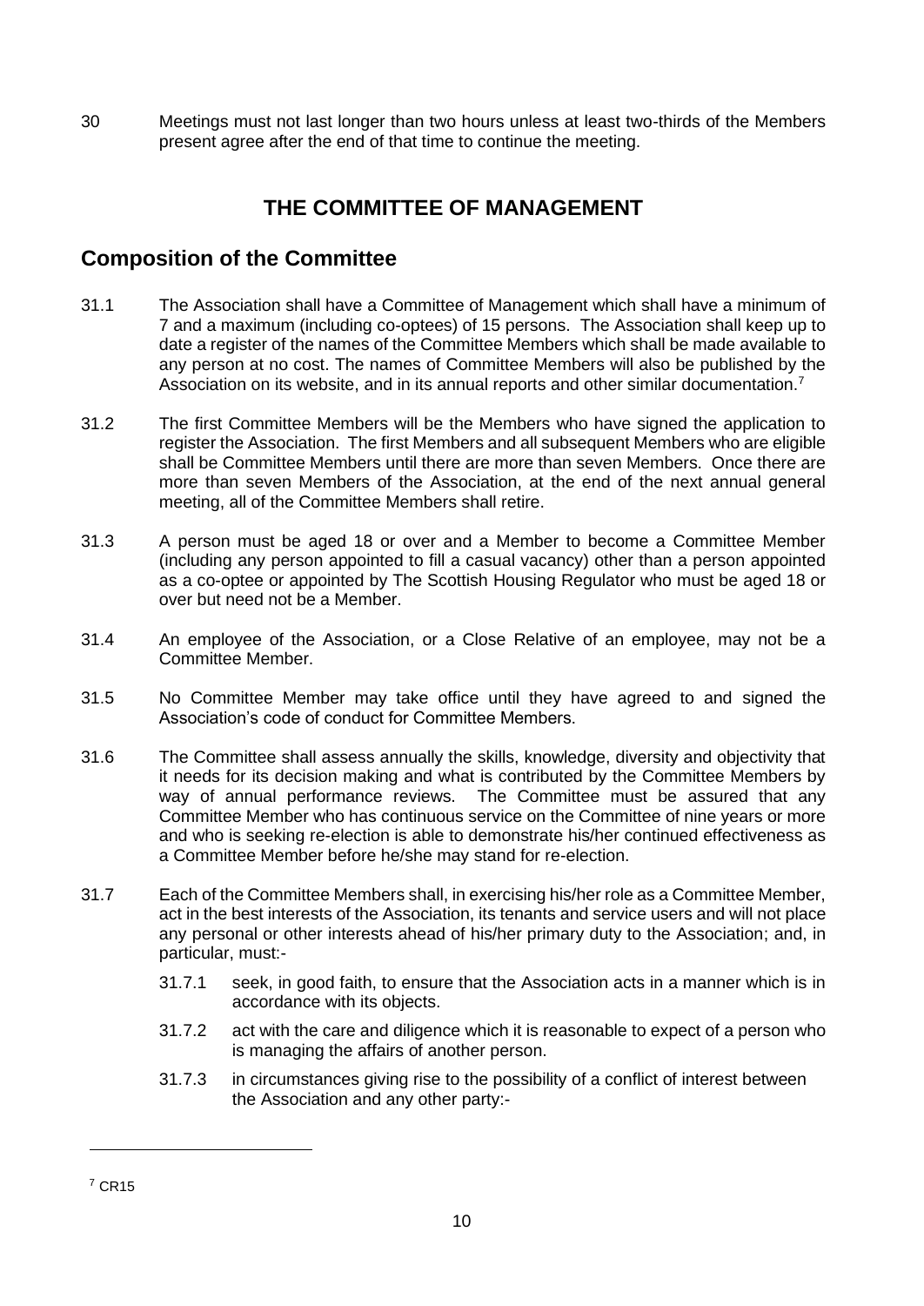30 Meetings must not last longer than two hours unless at least two-thirds of the Members present agree after the end of that time to continue the meeting.

# THE COMMITTEE OF MANAGEMENT

## Composition of the Committee

31.1 The Association shall have a Committee of Management which shall have a minimum of 7 and a maximum (including co-optees) of 15 persons. The Association shall keep up to date a register of the names of the Committee Members which shall be made available to any person at no cost. The names of Committee Members will also be published by the Association on its website, and in its annual reports and other similar documentation.[7]

31.2 The first Committee Members will be the Members who have signed the application to register the Association. The first Members and all subsequent Members who are eligible shall be Committee Members until there are more than seven Members. Once there are more than seven Members of the Association, at the end of the next annual general meeting, all of the Committee Members shall retire.

31.3 A person must be aged 18 or over and a Member to become a Committee Member (including any person appointed to fill a casual vacancy) other than a person appointed as a co-optee or appointed by The Scottish Housing Regulator who must be aged 18 or over but need not be a Member.

31.4 An employee of the Association, or a Close Relative of an employee, may not be a Committee Member.

31.5 No Committee Member may take office until they have agreed to and signed the Association's code of conduct for Committee Members.

31.6 The Committee shall assess annually the skills, knowledge, diversity and objectivity that it needs for its decision making and what is contributed by the Committee Members by way of annual performance reviews. The Committee must be assured that any Committee Member who has continuous service on the Committee of nine years or more and who is seeking re-election is able to demonstrate his/her continued effectiveness as a Committee Member before he/she may stand for re-election.

31.7 Each of the Committee Members shall, in exercising his/her role as a Committee Member, act in the best interests of the Association, its tenants and service users and will not place any personal or other interests ahead of his/her primary duty to the Association; and, in particular, must:-

31.7.1 seek, in good faith, to ensure that the Association acts in a manner which is in accordance with its objects.

31.7.2 act with the care and diligence which it is reasonable to expect of a person who is managing the affairs of another person.

31.7.3 in circumstances giving rise to the possibility of a conflict of interest between the Association and any other party:-

[7] CR15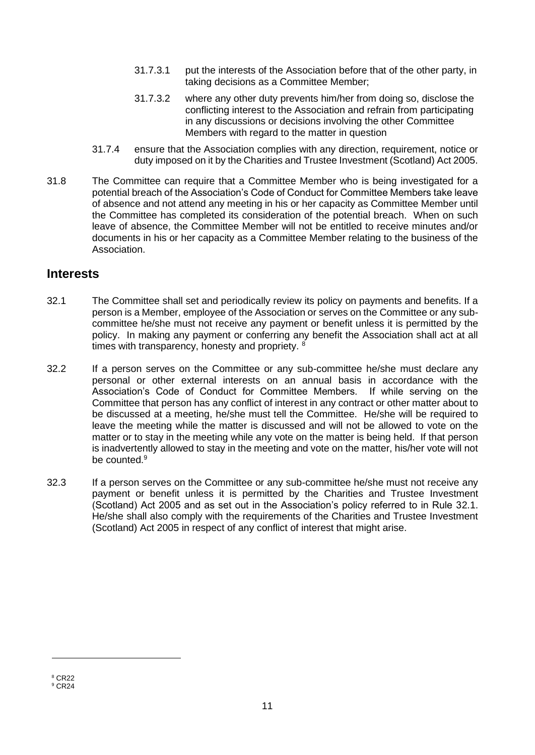31.7.3.1 put the interests of the Association before that of the other party, in taking decisions as a Committee Member;

31.7.3.2 where any other duty prevents him/her from doing so, disclose the conflicting interest to the Association and refrain from participating in any discussions or decisions involving the other Committee Members with regard to the matter in question

31.7.4 ensure that the Association complies with any direction, requirement, notice or duty imposed on it by the Charities and Trustee Investment (Scotland) Act 2005.

31.8 The Committee can require that a Committee Member who is being investigated for a potential breach of the Association's Code of Conduct for Committee Members take leave of absence and not attend any meeting in his or her capacity as Committee Member until the Committee has completed its consideration of the potential breach. When on such leave of absence, the Committee Member will not be entitled to receive minutes and/or documents in his or her capacity as a Committee Member relating to the business of the Association.

## Interests

32.1 The Committee shall set and periodically review its policy on payments and benefits. If a person is a Member, employee of the Association or serves on the Committee or any sub-committee he/she must not receive any payment or benefit unless it is permitted by the policy. In making any payment or conferring any benefit the Association shall act at all times with transparency, honesty and propriety. [8]

32.2 If a person serves on the Committee or any sub-committee he/she must declare any personal or other external interests on an annual basis in accordance with the Association's Code of Conduct for Committee Members. If while serving on the Committee that person has any conflict of interest in any contract or other matter about to be discussed at a meeting, he/she must tell the Committee. He/she will be required to leave the meeting while the matter is discussed and will not be allowed to vote on the matter or to stay in the meeting while any vote on the matter is being held. If that person is inadvertently allowed to stay in the meeting and vote on the matter, his/her vote will not be counted.[9]

32.3 If a person serves on the Committee or any sub-committee he/she must not receive any payment or benefit unless it is permitted by the Charities and Trustee Investment (Scotland) Act 2005 and as set out in the Association's policy referred to in Rule 32.1. He/she shall also comply with the requirements of the Charities and Trustee Investment (Scotland) Act 2005 in respect of any conflict of interest that might arise.

---

[8] CR22
[9] CR24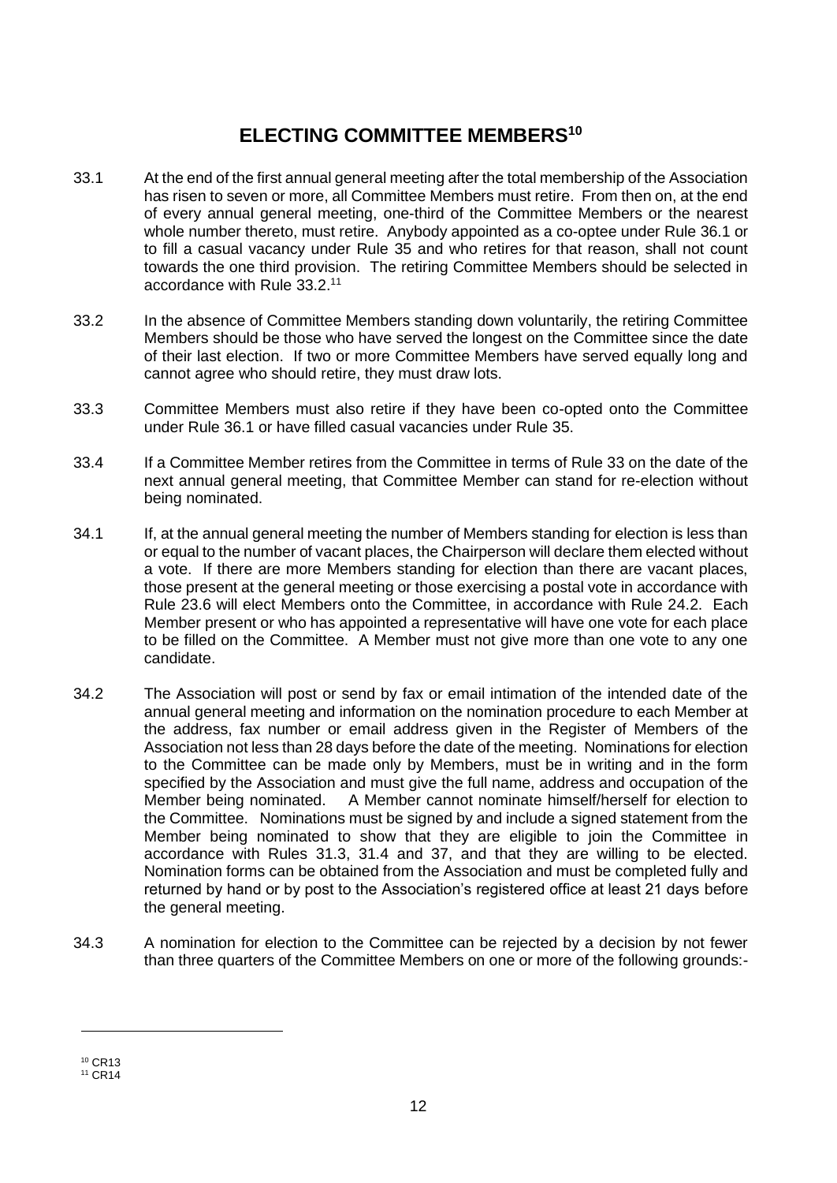# ELECTING COMMITTEE MEMBERS[10]

33.1 At the end of the first annual general meeting after the total membership of the Association has risen to seven or more, all Committee Members must retire. From then on, at the end of every annual general meeting, one-third of the Committee Members or the nearest whole number thereto, must retire. Anybody appointed as a co-optee under Rule 36.1 or to fill a casual vacancy under Rule 35 and who retires for that reason, shall not count towards the one third provision. The retiring Committee Members should be selected in accordance with Rule 33.2.[11]

33.2 In the absence of Committee Members standing down voluntarily, the retiring Committee Members should be those who have served the longest on the Committee since the date of their last election. If two or more Committee Members have served equally long and cannot agree who should retire, they must draw lots.

33.3 Committee Members must also retire if they have been co-opted onto the Committee under Rule 36.1 or have filled casual vacancies under Rule 35.

33.4 If a Committee Member retires from the Committee in terms of Rule 33 on the date of the next annual general meeting, that Committee Member can stand for re-election without being nominated.

34.1 If, at the annual general meeting the number of Members standing for election is less than or equal to the number of vacant places, the Chairperson will declare them elected without a vote. If there are more Members standing for election than there are vacant places, those present at the general meeting or those exercising a postal vote in accordance with Rule 23.6 will elect Members onto the Committee, in accordance with Rule 24.2. Each Member present or who has appointed a representative will have one vote for each place to be filled on the Committee. A Member must not give more than one vote to any one candidate.

34.2 The Association will post or send by fax or email intimation of the intended date of the annual general meeting and information on the nomination procedure to each Member at the address, fax number or email address given in the Register of Members of the Association not less than 28 days before the date of the meeting. Nominations for election to the Committee can be made only by Members, must be in writing and in the form specified by the Association and must give the full name, address and occupation of the Member being nominated. A Member cannot nominate himself/herself for election to the Committee. Nominations must be signed by and include a signed statement from the Member being nominated to show that they are eligible to join the Committee in accordance with Rules 31.3, 31.4 and 37, and that they are willing to be elected. Nomination forms can be obtained from the Association and must be completed fully and returned by hand or by post to the Association's registered office at least 21 days before the general meeting.

34.3 A nomination for election to the Committee can be rejected by a decision by not fewer than three quarters of the Committee Members on one or more of the following grounds:-

[10] CR13
[11] CR14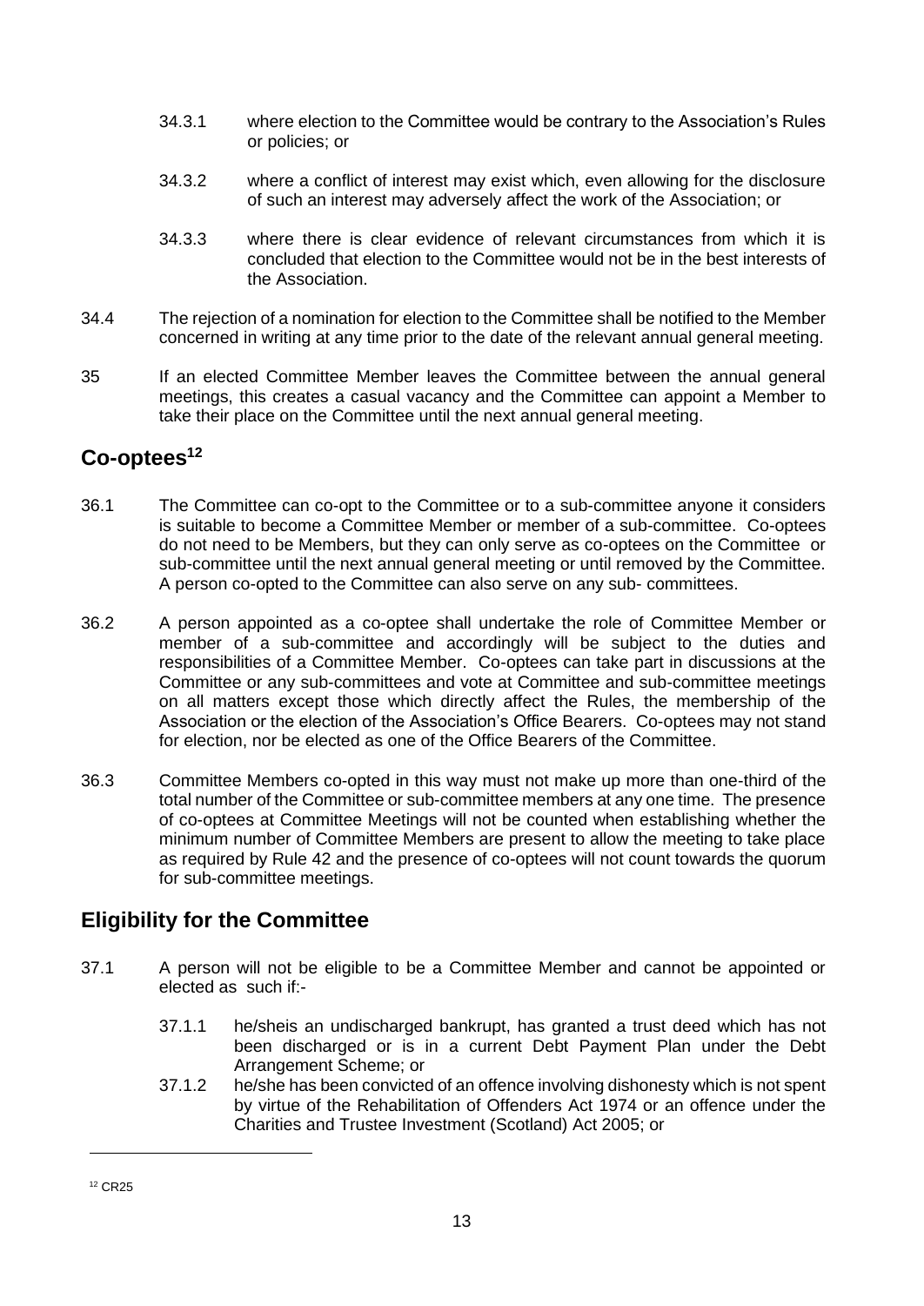34.3.1 where election to the Committee would be contrary to the Association's Rules or policies; or

34.3.2 where a conflict of interest may exist which, even allowing for the disclosure of such an interest may adversely affect the work of the Association; or

34.3.3 where there is clear evidence of relevant circumstances from which it is concluded that election to the Committee would not be in the best interests of the Association.

34.4 The rejection of a nomination for election to the Committee shall be notified to the Member concerned in writing at any time prior to the date of the relevant annual general meeting.

35 If an elected Committee Member leaves the Committee between the annual general meetings, this creates a casual vacancy and the Committee can appoint a Member to take their place on the Committee until the next annual general meeting.

## Co-optees[12]

36.1 The Committee can co-opt to the Committee or to a sub-committee anyone it considers is suitable to become a Committee Member or member of a sub-committee. Co-optees do not need to be Members, but they can only serve as co-optees on the Committee or sub-committee until the next annual general meeting or until removed by the Committee. A person co-opted to the Committee can also serve on any sub- committees.

36.2 A person appointed as a co-optee shall undertake the role of Committee Member or member of a sub-committee and accordingly will be subject to the duties and responsibilities of a Committee Member. Co-optees can take part in discussions at the Committee or any sub-committees and vote at Committee and sub-committee meetings on all matters except those which directly affect the Rules, the membership of the Association or the election of the Association's Office Bearers. Co-optees may not stand for election, nor be elected as one of the Office Bearers of the Committee.

36.3 Committee Members co-opted in this way must not make up more than one-third of the total number of the Committee or sub-committee members at any one time. The presence of co-optees at Committee Meetings will not be counted when establishing whether the minimum number of Committee Members are present to allow the meeting to take place as required by Rule 42 and the presence of co-optees will not count towards the quorum for sub-committee meetings.

## Eligibility for the Committee

37.1 A person will not be eligible to be a Committee Member and cannot be appointed or elected as such if:-

37.1.1 he/sheis an undischarged bankrupt, has granted a trust deed which has not been discharged or is in a current Debt Payment Plan under the Debt Arrangement Scheme; or

37.1.2 he/she has been convicted of an offence involving dishonesty which is not spent by virtue of the Rehabilitation of Offenders Act 1974 or an offence under the Charities and Trustee Investment (Scotland) Act 2005; or

[12] CR25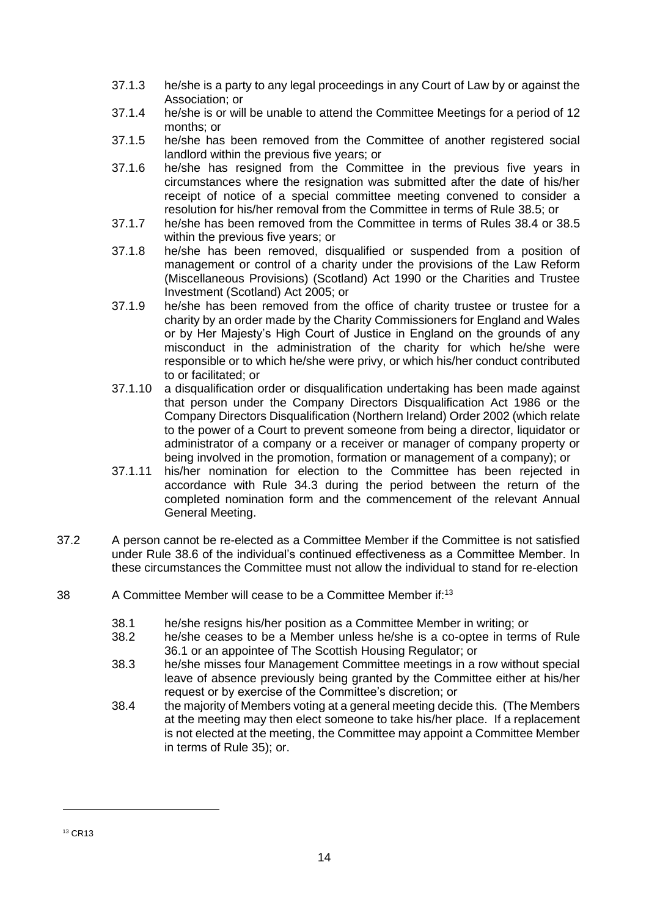37.1.3 he/she is a party to any legal proceedings in any Court of Law by or against the Association; or

37.1.4 he/she is or will be unable to attend the Committee Meetings for a period of 12 months; or

37.1.5 he/she has been removed from the Committee of another registered social landlord within the previous five years; or

37.1.6 he/she has resigned from the Committee in the previous five years in circumstances where the resignation was submitted after the date of his/her receipt of notice of a special committee meeting convened to consider a resolution for his/her removal from the Committee in terms of Rule 38.5; or

37.1.7 he/she has been removed from the Committee in terms of Rules 38.4 or 38.5 within the previous five years; or

37.1.8 he/she has been removed, disqualified or suspended from a position of management or control of a charity under the provisions of the Law Reform (Miscellaneous Provisions) (Scotland) Act 1990 or the Charities and Trustee Investment (Scotland) Act 2005; or

37.1.9 he/she has been removed from the office of charity trustee or trustee for a charity by an order made by the Charity Commissioners for England and Wales or by Her Majesty's High Court of Justice in England on the grounds of any misconduct in the administration of the charity for which he/she were responsible or to which he/she were privy, or which his/her conduct contributed to or facilitated; or

37.1.10 a disqualification order or disqualification undertaking has been made against that person under the Company Directors Disqualification Act 1986 or the Company Directors Disqualification (Northern Ireland) Order 2002 (which relate to the power of a Court to prevent someone from being a director, liquidator or administrator of a company or a receiver or manager of company property or being involved in the promotion, formation or management of a company); or

37.1.11 his/her nomination for election to the Committee has been rejected in accordance with Rule 34.3 during the period between the return of the completed nomination form and the commencement of the relevant Annual General Meeting.

37.2 A person cannot be re-elected as a Committee Member if the Committee is not satisfied under Rule 38.6 of the individual's continued effectiveness as a Committee Member. In these circumstances the Committee must not allow the individual to stand for re-election

38 A Committee Member will cease to be a Committee Member if:[13]

38.1 he/she resigns his/her position as a Committee Member in writing; or

38.2 he/she ceases to be a Member unless he/she is a co-optee in terms of Rule 36.1 or an appointee of The Scottish Housing Regulator; or

38.3 he/she misses four Management Committee meetings in a row without special leave of absence previously being granted by the Committee either at his/her request or by exercise of the Committee's discretion; or

38.4 the majority of Members voting at a general meeting decide this. (The Members at the meeting may then elect someone to take his/her place. If a replacement is not elected at the meeting, the Committee may appoint a Committee Member in terms of Rule 35); or.

---

[13] CR13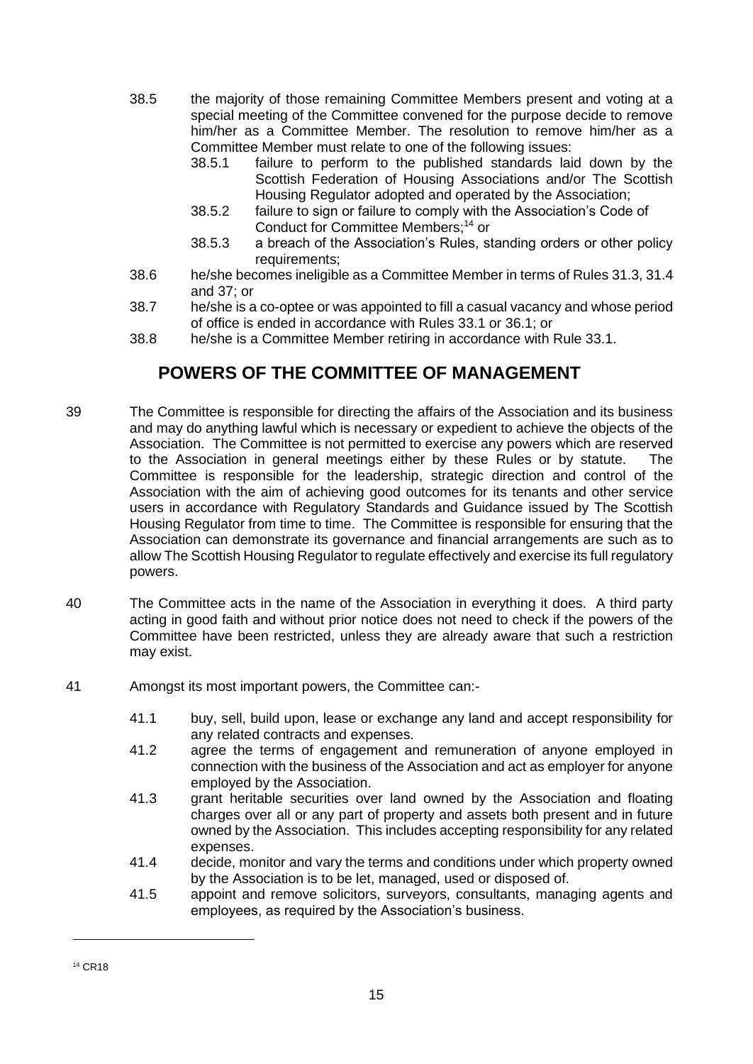38.5 the majority of those remaining Committee Members present and voting at a special meeting of the Committee convened for the purpose decide to remove him/her as a Committee Member. The resolution to remove him/her as a Committee Member must relate to one of the following issues:

   38.5.1 failure to perform to the published standards laid down by the Scottish Federation of Housing Associations and/or The Scottish Housing Regulator adopted and operated by the Association;

   38.5.2 failure to sign or failure to comply with the Association's Code of Conduct for Committee Members;[14] or

   38.5.3 a breach of the Association's Rules, standing orders or other policy requirements;

38.6 he/she becomes ineligible as a Committee Member in terms of Rules 31.3, 31.4 and 37; or

38.7 he/she is a co-optee or was appointed to fill a casual vacancy and whose period of office is ended in accordance with Rules 33.1 or 36.1; or

38.8 he/she is a Committee Member retiring in accordance with Rule 33.1.

## POWERS OF THE COMMITTEE OF MANAGEMENT

39 The Committee is responsible for directing the affairs of the Association and its business and may do anything lawful which is necessary or expedient to achieve the objects of the Association. The Committee is not permitted to exercise any powers which are reserved to the Association in general meetings either by these Rules or by statute. The Committee is responsible for the leadership, strategic direction and control of the Association with the aim of achieving good outcomes for its tenants and other service users in accordance with Regulatory Standards and Guidance issued by The Scottish Housing Regulator from time to time. The Committee is responsible for ensuring that the Association can demonstrate its governance and financial arrangements are such as to allow The Scottish Housing Regulator to regulate effectively and exercise its full regulatory powers.

40 The Committee acts in the name of the Association in everything it does. A third party acting in good faith and without prior notice does not need to check if the powers of the Committee have been restricted, unless they are already aware that such a restriction may exist.

41 Amongst its most important powers, the Committee can:-

   41.1 buy, sell, build upon, lease or exchange any land and accept responsibility for any related contracts and expenses.

   41.2 agree the terms of engagement and remuneration of anyone employed in connection with the business of the Association and act as employer for anyone employed by the Association.

   41.3 grant heritable securities over land owned by the Association and floating charges over all or any part of property and assets both present and in future owned by the Association. This includes accepting responsibility for any related expenses.

   41.4 decide, monitor and vary the terms and conditions under which property owned by the Association is to be let, managed, used or disposed of.

   41.5 appoint and remove solicitors, surveyors, consultants, managing agents and employees, as required by the Association's business.

---

[14] CR18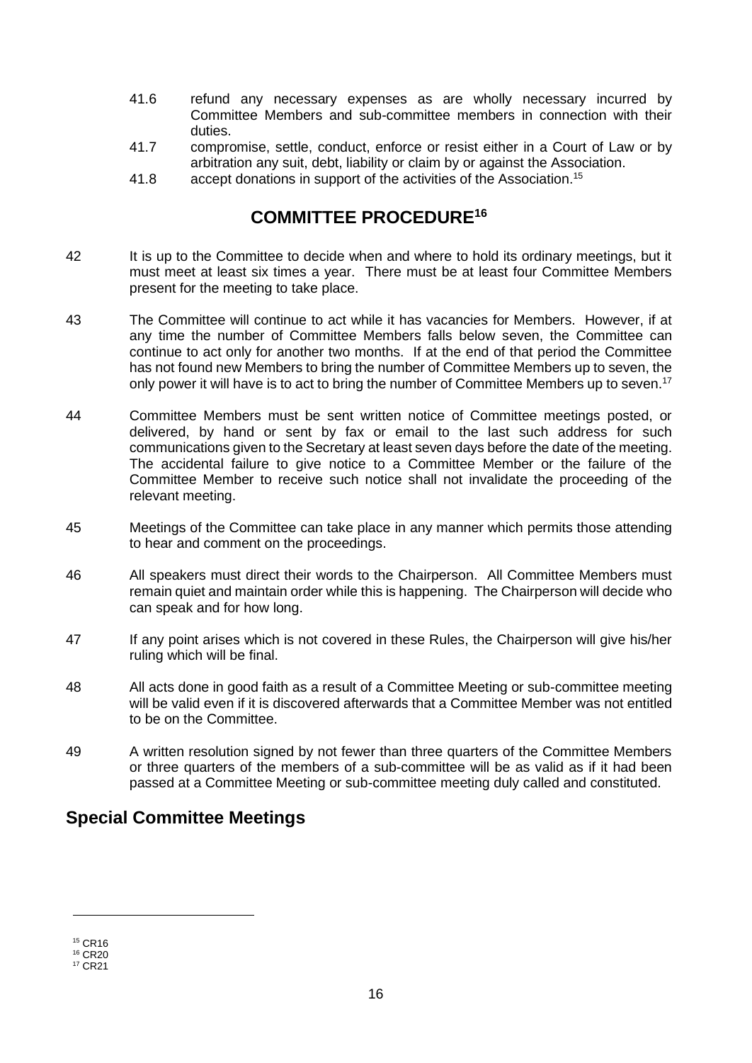41.6 refund any necessary expenses as are wholly necessary incurred by Committee Members and sub-committee members in connection with their duties.

41.7 compromise, settle, conduct, enforce or resist either in a Court of Law or by arbitration any suit, debt, liability or claim by or against the Association.

41.8 accept donations in support of the activities of the Association.[15]

## COMMITTEE PROCEDURE[16]

42 It is up to the Committee to decide when and where to hold its ordinary meetings, but it must meet at least six times a year. There must be at least four Committee Members present for the meeting to take place.

43 The Committee will continue to act while it has vacancies for Members. However, if at any time the number of Committee Members falls below seven, the Committee can continue to act only for another two months. If at the end of that period the Committee has not found new Members to bring the number of Committee Members up to seven, the only power it will have is to act to bring the number of Committee Members up to seven.[17]

44 Committee Members must be sent written notice of Committee meetings posted, or delivered, by hand or sent by fax or email to the last such address for such communications given to the Secretary at least seven days before the date of the meeting. The accidental failure to give notice to a Committee Member or the failure of the Committee Member to receive such notice shall not invalidate the proceeding of the relevant meeting.

45 Meetings of the Committee can take place in any manner which permits those attending to hear and comment on the proceedings.

46 All speakers must direct their words to the Chairperson. All Committee Members must remain quiet and maintain order while this is happening. The Chairperson will decide who can speak and for how long.

47 If any point arises which is not covered in these Rules, the Chairperson will give his/her ruling which will be final.

48 All acts done in good faith as a result of a Committee Meeting or sub-committee meeting will be valid even if it is discovered afterwards that a Committee Member was not entitled to be on the Committee.

49 A written resolution signed by not fewer than three quarters of the Committee Members or three quarters of the members of a sub-committee will be as valid as if it had been passed at a Committee Meeting or sub-committee meeting duly called and constituted.

## Special Committee Meetings

---

[15] CR16
[16] CR20
[17] CR21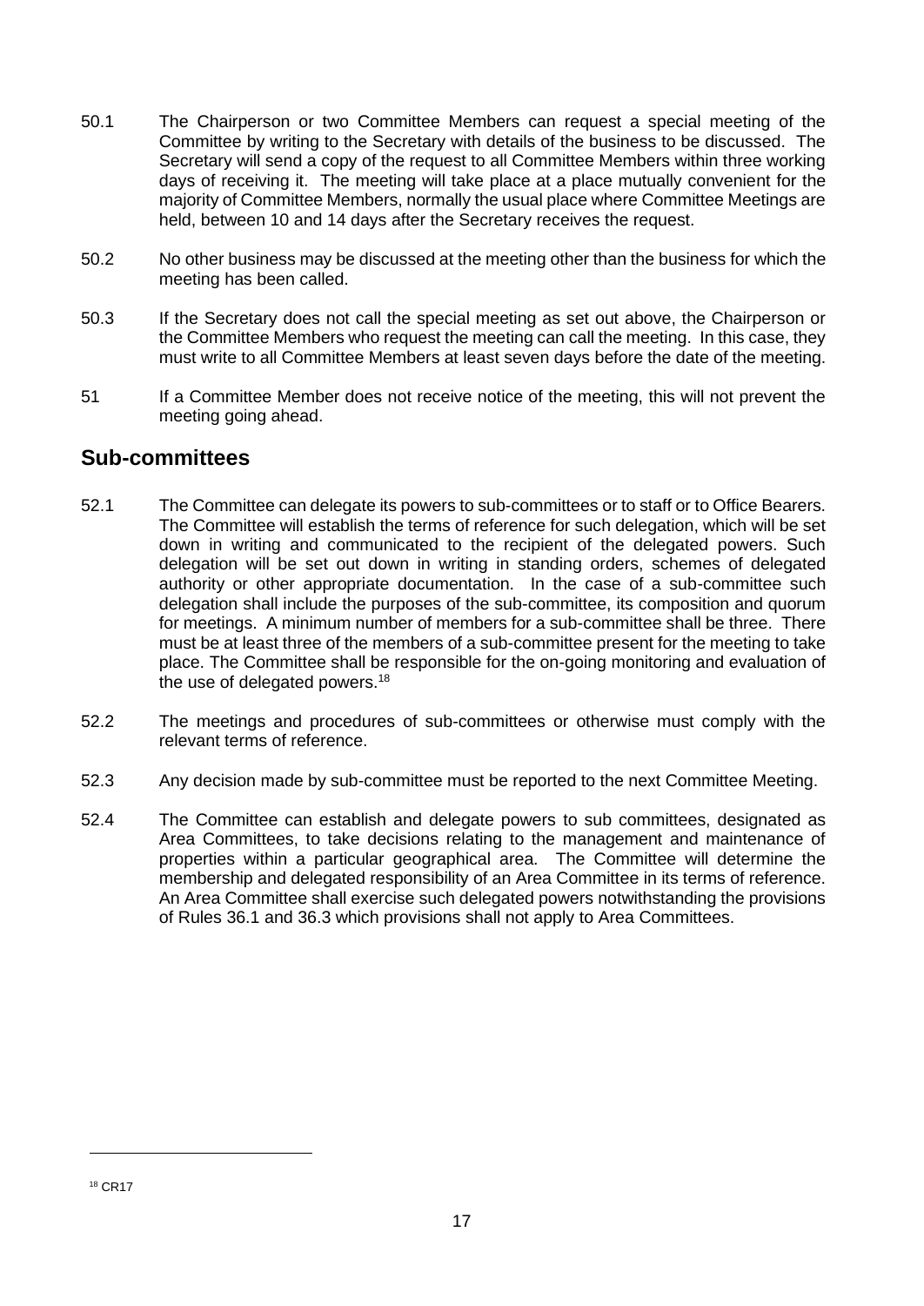50.1 The Chairperson or two Committee Members can request a special meeting of the Committee by writing to the Secretary with details of the business to be discussed. The Secretary will send a copy of the request to all Committee Members within three working days of receiving it. The meeting will take place at a place mutually convenient for the majority of Committee Members, normally the usual place where Committee Meetings are held, between 10 and 14 days after the Secretary receives the request.

50.2 No other business may be discussed at the meeting other than the business for which the meeting has been called.

50.3 If the Secretary does not call the special meeting as set out above, the Chairperson or the Committee Members who request the meeting can call the meeting. In this case, they must write to all Committee Members at least seven days before the date of the meeting.

51 If a Committee Member does not receive notice of the meeting, this will not prevent the meeting going ahead.

## Sub-committees

52.1 The Committee can delegate its powers to sub-committees or to staff or to Office Bearers. The Committee will establish the terms of reference for such delegation, which will be set down in writing and communicated to the recipient of the delegated powers. Such delegation will be set out down in writing in standing orders, schemes of delegated authority or other appropriate documentation. In the case of a sub-committee such delegation shall include the purposes of the sub-committee, its composition and quorum for meetings. A minimum number of members for a sub-committee shall be three. There must be at least three of the members of a sub-committee present for the meeting to take place. The Committee shall be responsible for the on-going monitoring and evaluation of the use of delegated powers.[18]

52.2 The meetings and procedures of sub-committees or otherwise must comply with the relevant terms of reference.

52.3 Any decision made by sub-committee must be reported to the next Committee Meeting.

52.4 The Committee can establish and delegate powers to sub committees, designated as Area Committees, to take decisions relating to the management and maintenance of properties within a particular geographical area. The Committee will determine the membership and delegated responsibility of an Area Committee in its terms of reference. An Area Committee shall exercise such delegated powers notwithstanding the provisions of Rules 36.1 and 36.3 which provisions shall not apply to Area Committees.

[18] CR17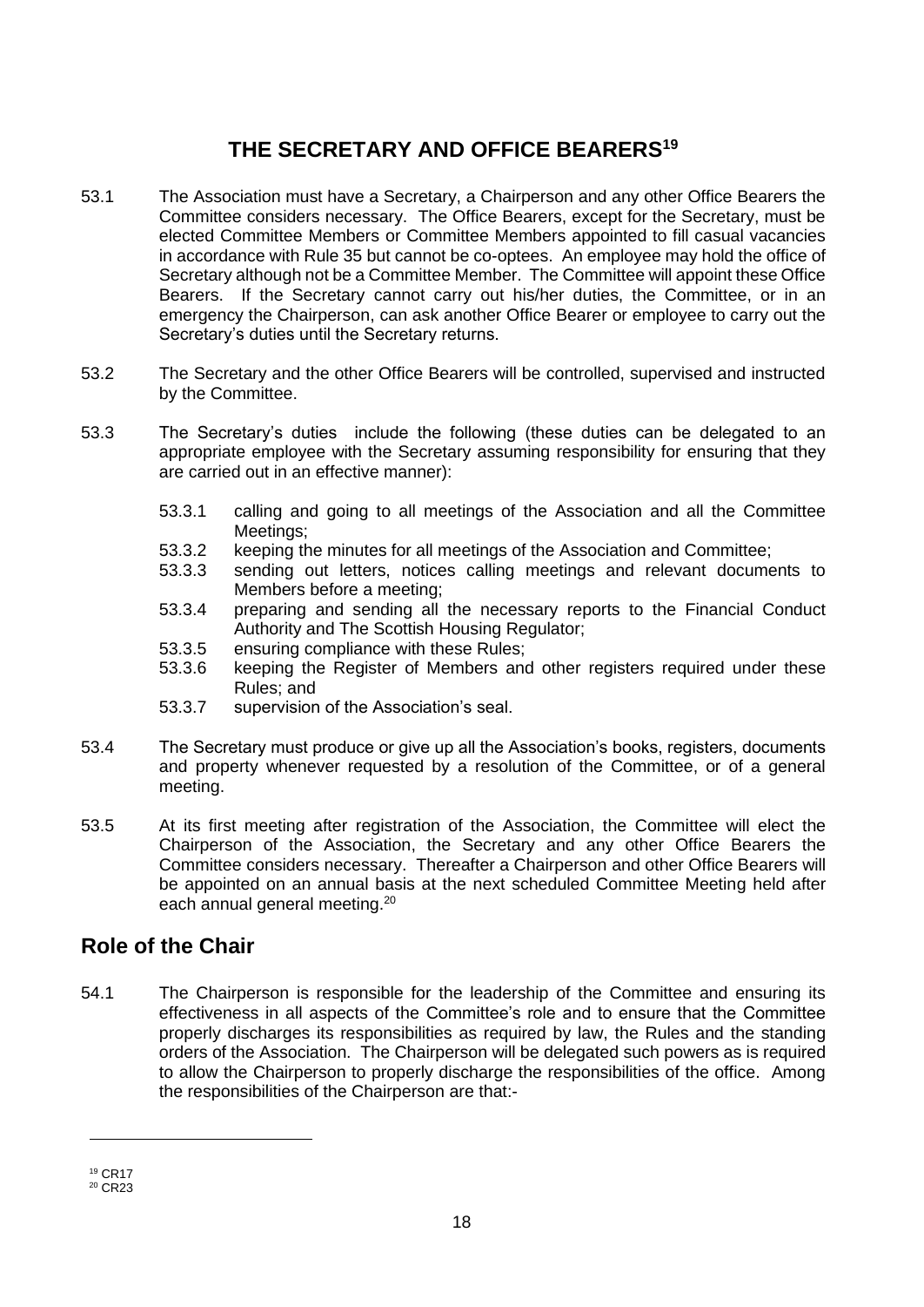## THE SECRETARY AND OFFICE BEARERS[19]

53.1 The Association must have a Secretary, a Chairperson and any other Office Bearers the Committee considers necessary. The Office Bearers, except for the Secretary, must be elected Committee Members or Committee Members appointed to fill casual vacancies in accordance with Rule 35 but cannot be co-optees. An employee may hold the office of Secretary although not be a Committee Member. The Committee will appoint these Office Bearers. If the Secretary cannot carry out his/her duties, the Committee, or in an emergency the Chairperson, can ask another Office Bearer or employee to carry out the Secretary's duties until the Secretary returns.

53.2 The Secretary and the other Office Bearers will be controlled, supervised and instructed by the Committee.

53.3 The Secretary's duties include the following (these duties can be delegated to an appropriate employee with the Secretary assuming responsibility for ensuring that they are carried out in an effective manner):

- 53.3.1 calling and going to all meetings of the Association and all the Committee Meetings;
- 53.3.2 keeping the minutes for all meetings of the Association and Committee;
- 53.3.3 sending out letters, notices calling meetings and relevant documents to Members before a meeting;
- 53.3.4 preparing and sending all the necessary reports to the Financial Conduct Authority and The Scottish Housing Regulator;
- 53.3.5 ensuring compliance with these Rules;
- 53.3.6 keeping the Register of Members and other registers required under these Rules; and
- 53.3.7 supervision of the Association's seal.

53.4 The Secretary must produce or give up all the Association's books, registers, documents and property whenever requested by a resolution of the Committee, or of a general meeting.

53.5 At its first meeting after registration of the Association, the Committee will elect the Chairperson of the Association, the Secretary and any other Office Bearers the Committee considers necessary. Thereafter a Chairperson and other Office Bearers will be appointed on an annual basis at the next scheduled Committee Meeting held after each annual general meeting.[20]

## Role of the Chair

54.1 The Chairperson is responsible for the leadership of the Committee and ensuring its effectiveness in all aspects of the Committee's role and to ensure that the Committee properly discharges its responsibilities as required by law, the Rules and the standing orders of the Association. The Chairperson will be delegated such powers as is required to allow the Chairperson to properly discharge the responsibilities of the office. Among the responsibilities of the Chairperson are that:-

---

[19] CR17

[20] CR23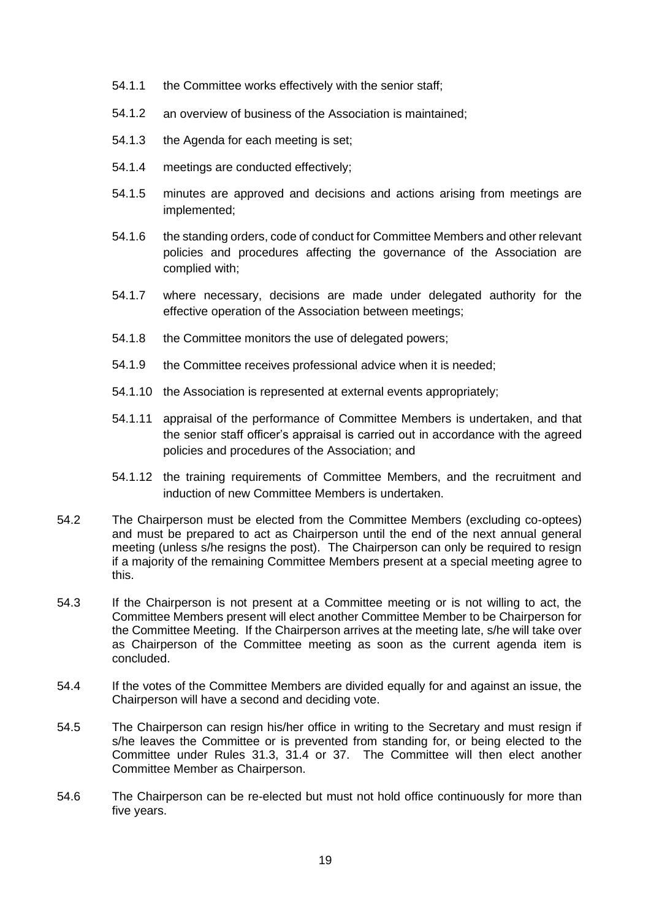54.1.1 the Committee works effectively with the senior staff;

54.1.2 an overview of business of the Association is maintained;

54.1.3 the Agenda for each meeting is set;

54.1.4 meetings are conducted effectively;

54.1.5 minutes are approved and decisions and actions arising from meetings are implemented;

54.1.6 the standing orders, code of conduct for Committee Members and other relevant policies and procedures affecting the governance of the Association are complied with;

54.1.7 where necessary, decisions are made under delegated authority for the effective operation of the Association between meetings;

54.1.8 the Committee monitors the use of delegated powers;

54.1.9 the Committee receives professional advice when it is needed;

54.1.10 the Association is represented at external events appropriately;

54.1.11 appraisal of the performance of Committee Members is undertaken, and that the senior staff officer's appraisal is carried out in accordance with the agreed policies and procedures of the Association; and

54.1.12 the training requirements of Committee Members, and the recruitment and induction of new Committee Members is undertaken.

54.2 The Chairperson must be elected from the Committee Members (excluding co-optees) and must be prepared to act as Chairperson until the end of the next annual general meeting (unless s/he resigns the post). The Chairperson can only be required to resign if a majority of the remaining Committee Members present at a special meeting agree to this.

54.3 If the Chairperson is not present at a Committee meeting or is not willing to act, the Committee Members present will elect another Committee Member to be Chairperson for the Committee Meeting. If the Chairperson arrives at the meeting late, s/he will take over as Chairperson of the Committee meeting as soon as the current agenda item is concluded.

54.4 If the votes of the Committee Members are divided equally for and against an issue, the Chairperson will have a second and deciding vote.

54.5 The Chairperson can resign his/her office in writing to the Secretary and must resign if s/he leaves the Committee or is prevented from standing for, or being elected to the Committee under Rules 31.3, 31.4 or 37. The Committee will then elect another Committee Member as Chairperson.

54.6 The Chairperson can be re-elected but must not hold office continuously for more than five years.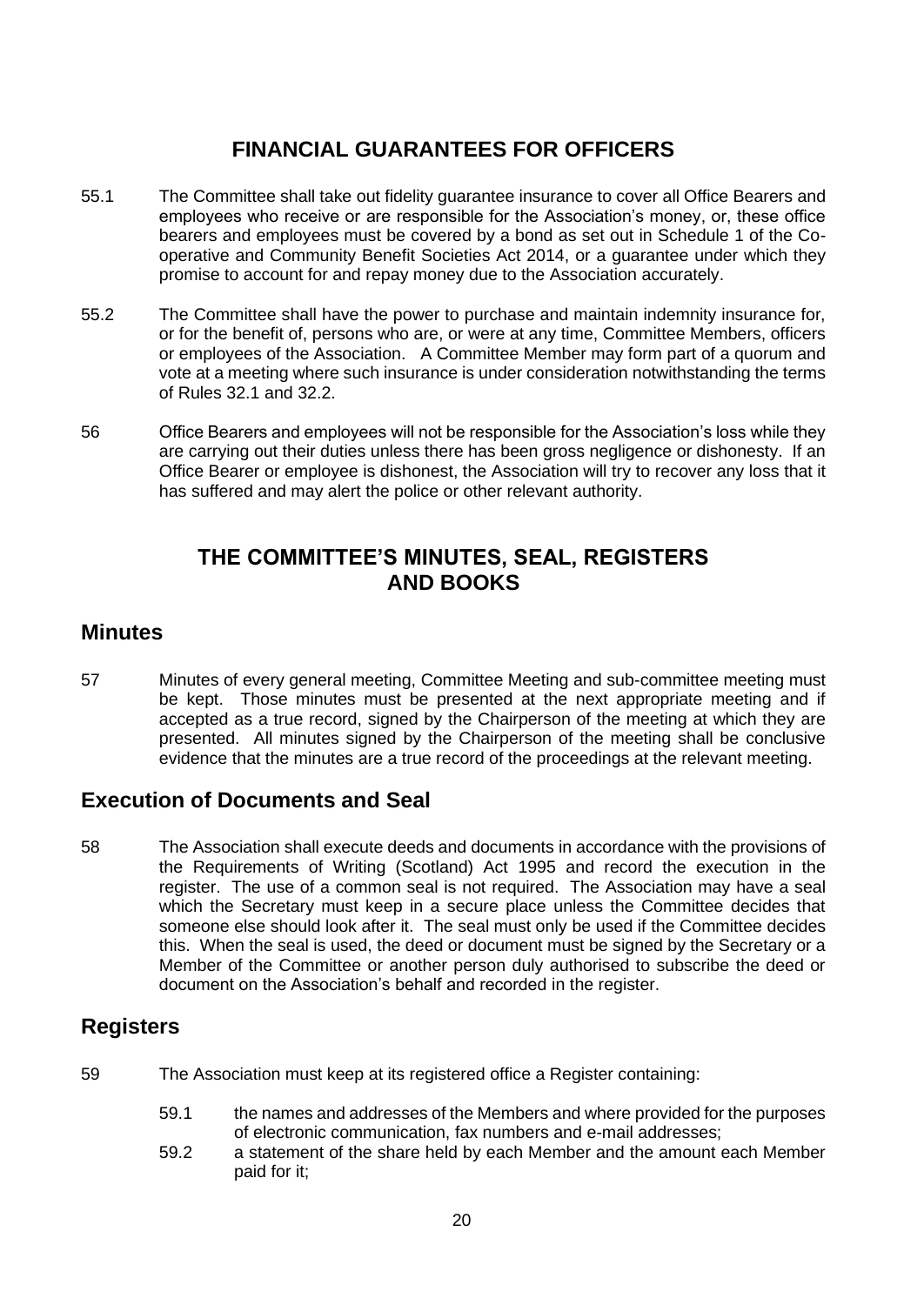## FINANCIAL GUARANTEES FOR OFFICERS

55.1 The Committee shall take out fidelity guarantee insurance to cover all Office Bearers and employees who receive or are responsible for the Association's money, or, these office bearers and employees must be covered by a bond as set out in Schedule 1 of the Co-operative and Community Benefit Societies Act 2014, or a guarantee under which they promise to account for and repay money due to the Association accurately.

55.2 The Committee shall have the power to purchase and maintain indemnity insurance for, or for the benefit of, persons who are, or were at any time, Committee Members, officers or employees of the Association. A Committee Member may form part of a quorum and vote at a meeting where such insurance is under consideration notwithstanding the terms of Rules 32.1 and 32.2.

56 Office Bearers and employees will not be responsible for the Association's loss while they are carrying out their duties unless there has been gross negligence or dishonesty. If an Office Bearer or employee is dishonest, the Association will try to recover any loss that it has suffered and may alert the police or other relevant authority.

## THE COMMITTEE'S MINUTES, SEAL, REGISTERS AND BOOKS

### Minutes

57 Minutes of every general meeting, Committee Meeting and sub-committee meeting must be kept. Those minutes must be presented at the next appropriate meeting and if accepted as a true record, signed by the Chairperson of the meeting at which they are presented. All minutes signed by the Chairperson of the meeting shall be conclusive evidence that the minutes are a true record of the proceedings at the relevant meeting.

### Execution of Documents and Seal

58 The Association shall execute deeds and documents in accordance with the provisions of the Requirements of Writing (Scotland) Act 1995 and record the execution in the register. The use of a common seal is not required. The Association may have a seal which the Secretary must keep in a secure place unless the Committee decides that someone else should look after it. The seal must only be used if the Committee decides this. When the seal is used, the deed or document must be signed by the Secretary or a Member of the Committee or another person duly authorised to subscribe the deed or document on the Association's behalf and recorded in the register.

### Registers

59 The Association must keep at its registered office a Register containing:

59.1 the names and addresses of the Members and where provided for the purposes of electronic communication, fax numbers and e-mail addresses;

59.2 a statement of the share held by each Member and the amount each Member paid for it;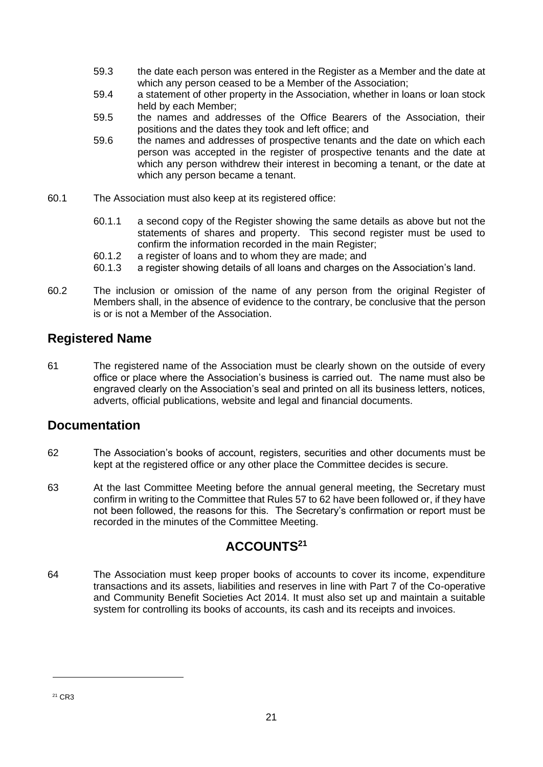59.3 the date each person was entered in the Register as a Member and the date at which any person ceased to be a Member of the Association;

59.4 a statement of other property in the Association, whether in loans or loan stock held by each Member;

59.5 the names and addresses of the Office Bearers of the Association, their positions and the dates they took and left office; and

59.6 the names and addresses of prospective tenants and the date on which each person was accepted in the register of prospective tenants and the date at which any person withdrew their interest in becoming a tenant, or the date at which any person became a tenant.

60.1 The Association must also keep at its registered office:

60.1.1 a second copy of the Register showing the same details as above but not the statements of shares and property. This second register must be used to confirm the information recorded in the main Register;

60.1.2 a register of loans and to whom they are made; and

60.1.3 a register showing details of all loans and charges on the Association's land.

60.2 The inclusion or omission of the name of any person from the original Register of Members shall, in the absence of evidence to the contrary, be conclusive that the person is or is not a Member of the Association.

## Registered Name

61 The registered name of the Association must be clearly shown on the outside of every office or place where the Association's business is carried out. The name must also be engraved clearly on the Association's seal and printed on all its business letters, notices, adverts, official publications, website and legal and financial documents.

## Documentation

62 The Association's books of account, registers, securities and other documents must be kept at the registered office or any other place the Committee decides is secure.

63 At the last Committee Meeting before the annual general meeting, the Secretary must confirm in writing to the Committee that Rules 57 to 62 have been followed or, if they have not been followed, the reasons for this. The Secretary's confirmation or report must be recorded in the minutes of the Committee Meeting.

# ACCOUNTS[21]

64 The Association must keep proper books of accounts to cover its income, expenditure transactions and its assets, liabilities and reserves in line with Part 7 of the Co-operative and Community Benefit Societies Act 2014. It must also set up and maintain a suitable system for controlling its books of accounts, its cash and its receipts and invoices.

[21] CR3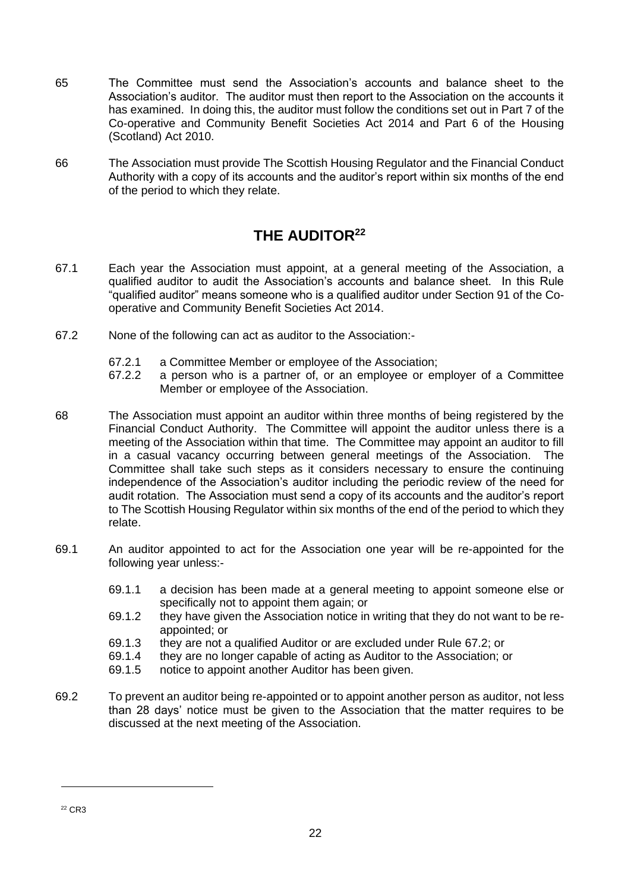65 The Committee must send the Association's accounts and balance sheet to the Association's auditor. The auditor must then report to the Association on the accounts it has examined. In doing this, the auditor must follow the conditions set out in Part 7 of the Co-operative and Community Benefit Societies Act 2014 and Part 6 of the Housing (Scotland) Act 2010.

66 The Association must provide The Scottish Housing Regulator and the Financial Conduct Authority with a copy of its accounts and the auditor's report within six months of the end of the period to which they relate.

## THE AUDITOR[22]

67.1 Each year the Association must appoint, at a general meeting of the Association, a qualified auditor to audit the Association's accounts and balance sheet. In this Rule "qualified auditor" means someone who is a qualified auditor under Section 91 of the Co-operative and Community Benefit Societies Act 2014.

67.2 None of the following can act as auditor to the Association:-

- 67.2.1 a Committee Member or employee of the Association;
- 67.2.2 a person who is a partner of, or an employee or employer of a Committee Member or employee of the Association.

68 The Association must appoint an auditor within three months of being registered by the Financial Conduct Authority. The Committee will appoint the auditor unless there is a meeting of the Association within that time. The Committee may appoint an auditor to fill in a casual vacancy occurring between general meetings of the Association. The Committee shall take such steps as it considers necessary to ensure the continuing independence of the Association's auditor including the periodic review of the need for audit rotation. The Association must send a copy of its accounts and the auditor's report to The Scottish Housing Regulator within six months of the end of the period to which they relate.

69.1 An auditor appointed to act for the Association one year will be re-appointed for the following year unless:-

- 69.1.1 a decision has been made at a general meeting to appoint someone else or specifically not to appoint them again; or
- 69.1.2 they have given the Association notice in writing that they do not want to be re-appointed; or
- 69.1.3 they are not a qualified Auditor or are excluded under Rule 67.2; or
- 69.1.4 they are no longer capable of acting as Auditor to the Association; or
- 69.1.5 notice to appoint another Auditor has been given.

69.2 To prevent an auditor being re-appointed or to appoint another person as auditor, not less than 28 days' notice must be given to the Association that the matter requires to be discussed at the next meeting of the Association.

---

[22] CR3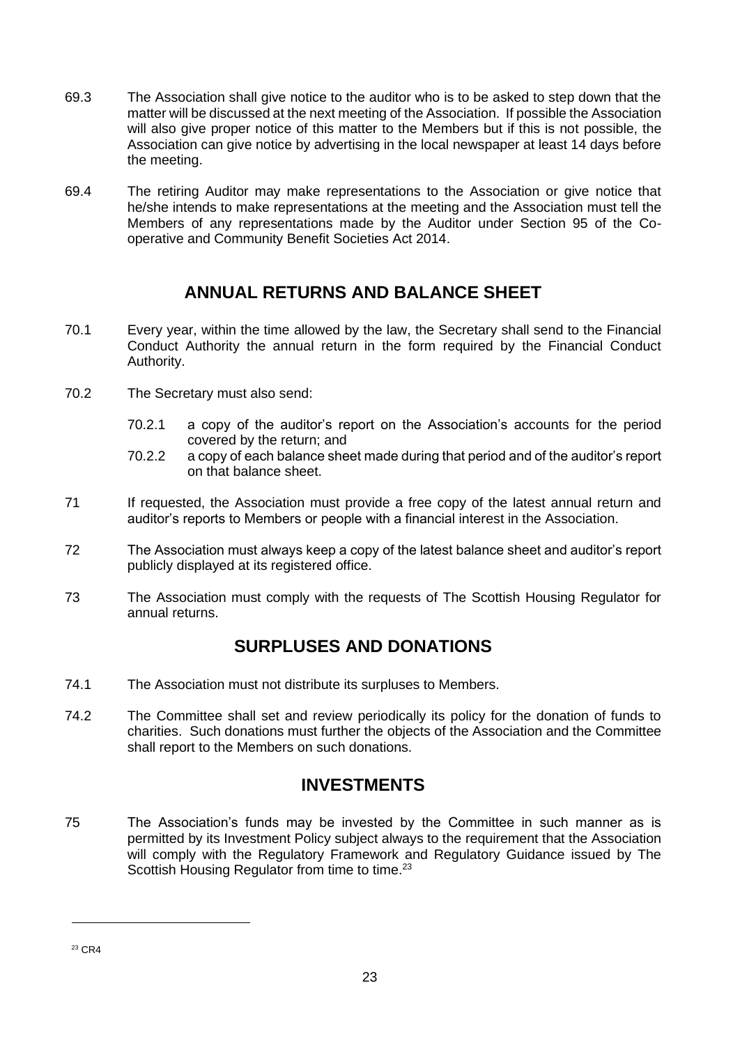69.3 The Association shall give notice to the auditor who is to be asked to step down that the matter will be discussed at the next meeting of the Association. If possible the Association will also give proper notice of this matter to the Members but if this is not possible, the Association can give notice by advertising in the local newspaper at least 14 days before the meeting.

69.4 The retiring Auditor may make representations to the Association or give notice that he/she intends to make representations at the meeting and the Association must tell the Members of any representations made by the Auditor under Section 95 of the Co-operative and Community Benefit Societies Act 2014.

## ANNUAL RETURNS AND BALANCE SHEET

70.1 Every year, within the time allowed by the law, the Secretary shall send to the Financial Conduct Authority the annual return in the form required by the Financial Conduct Authority.

70.2 The Secretary must also send:

- 70.2.1 a copy of the auditor's report on the Association's accounts for the period covered by the return; and
- 70.2.2 a copy of each balance sheet made during that period and of the auditor's report on that balance sheet.

71 If requested, the Association must provide a free copy of the latest annual return and auditor's reports to Members or people with a financial interest in the Association.

72 The Association must always keep a copy of the latest balance sheet and auditor's report publicly displayed at its registered office.

73 The Association must comply with the requests of The Scottish Housing Regulator for annual returns.

## SURPLUSES AND DONATIONS

74.1 The Association must not distribute its surpluses to Members.

74.2 The Committee shall set and review periodically its policy for the donation of funds to charities. Such donations must further the objects of the Association and the Committee shall report to the Members on such donations.

## INVESTMENTS

75 The Association's funds may be invested by the Committee in such manner as is permitted by its Investment Policy subject always to the requirement that the Association will comply with the Regulatory Framework and Regulatory Guidance issued by The Scottish Housing Regulator from time to time.[23]

---

[23] CR4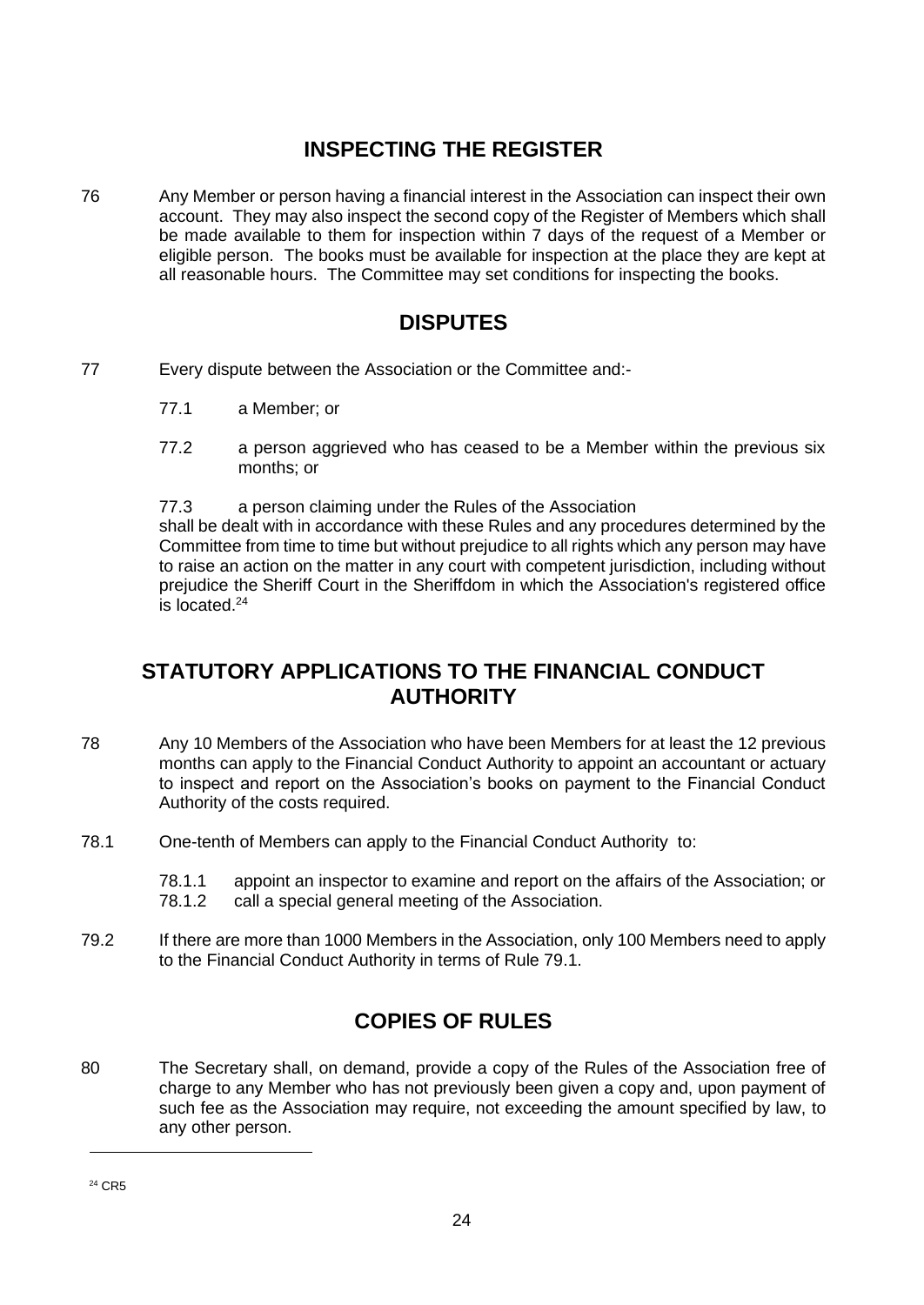## INSPECTING THE REGISTER

76 Any Member or person having a financial interest in the Association can inspect their own account. They may also inspect the second copy of the Register of Members which shall be made available to them for inspection within 7 days of the request of a Member or eligible person. The books must be available for inspection at the place they are kept at all reasonable hours. The Committee may set conditions for inspecting the books.

## DISPUTES

77 Every dispute between the Association or the Committee and:-

77.1 a Member; or

77.2 a person aggrieved who has ceased to be a Member within the previous six months; or

77.3 a person claiming under the Rules of the Association

shall be dealt with in accordance with these Rules and any procedures determined by the Committee from time to time but without prejudice to all rights which any person may have to raise an action on the matter in any court with competent jurisdiction, including without prejudice the Sheriff Court in the Sheriffdom in which the Association's registered office is located.[24]

## STATUTORY APPLICATIONS TO THE FINANCIAL CONDUCT AUTHORITY

78 Any 10 Members of the Association who have been Members for at least the 12 previous months can apply to the Financial Conduct Authority to appoint an accountant or actuary to inspect and report on the Association's books on payment to the Financial Conduct Authority of the costs required.

78.1 One-tenth of Members can apply to the Financial Conduct Authority to:

78.1.1 appoint an inspector to examine and report on the affairs of the Association; or

78.1.2 call a special general meeting of the Association.

79.2 If there are more than 1000 Members in the Association, only 100 Members need to apply to the Financial Conduct Authority in terms of Rule 79.1.

## COPIES OF RULES

80 The Secretary shall, on demand, provide a copy of the Rules of the Association free of charge to any Member who has not previously been given a copy and, upon payment of such fee as the Association may require, not exceeding the amount specified by law, to any other person.

---

[24] CR5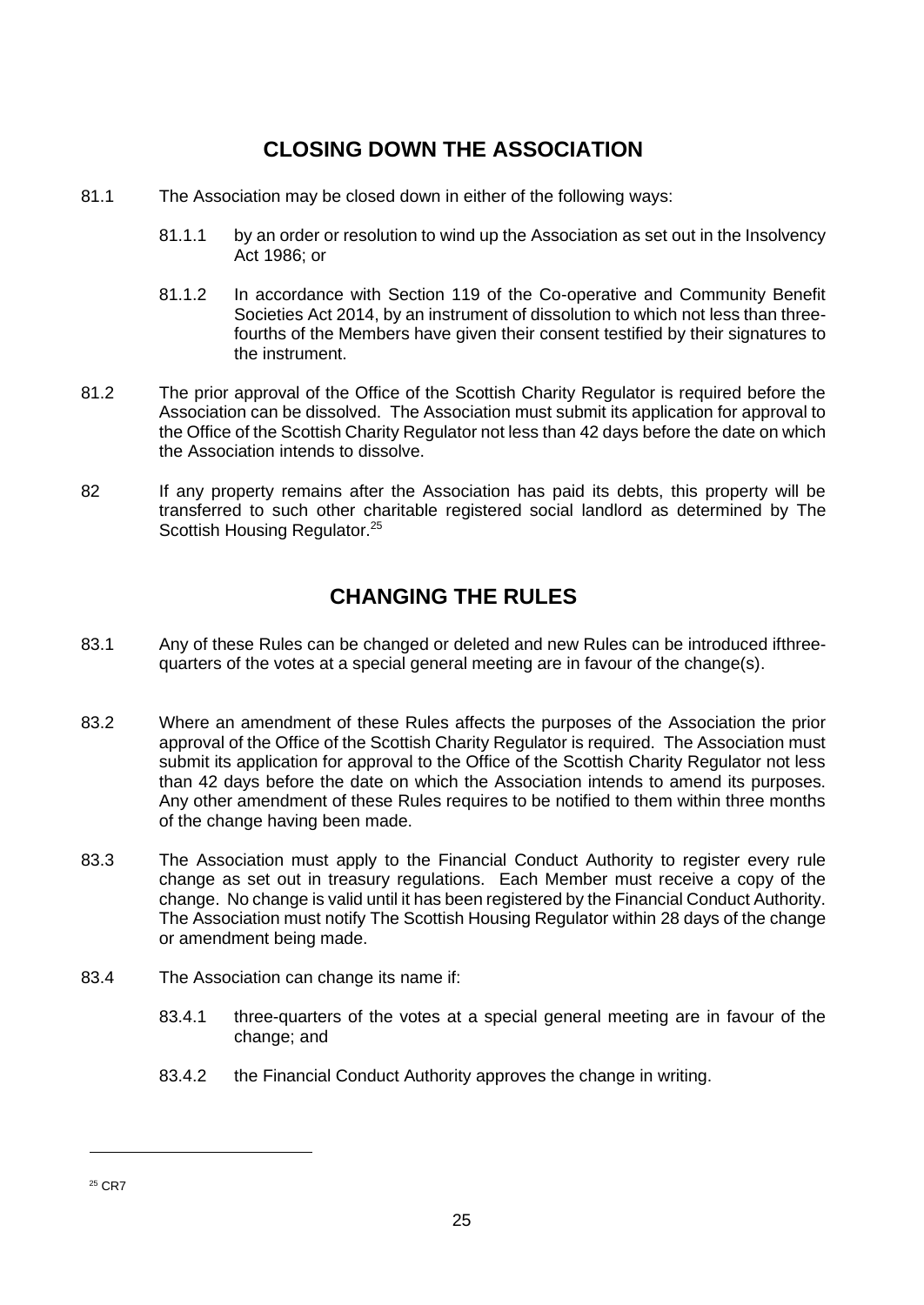## CLOSING DOWN THE ASSOCIATION

81.1 The Association may be closed down in either of the following ways:

81.1.1 by an order or resolution to wind up the Association as set out in the Insolvency Act 1986; or

81.1.2 In accordance with Section 119 of the Co-operative and Community Benefit Societies Act 2014, by an instrument of dissolution to which not less than three-fourths of the Members have given their consent testified by their signatures to the instrument.

81.2 The prior approval of the Office of the Scottish Charity Regulator is required before the Association can be dissolved. The Association must submit its application for approval to the Office of the Scottish Charity Regulator not less than 42 days before the date on which the Association intends to dissolve.

82 If any property remains after the Association has paid its debts, this property will be transferred to such other charitable registered social landlord as determined by The Scottish Housing Regulator.[25]

## CHANGING THE RULES

83.1 Any of these Rules can be changed or deleted and new Rules can be introduced ifthree-quarters of the votes at a special general meeting are in favour of the change(s).

83.2 Where an amendment of these Rules affects the purposes of the Association the prior approval of the Office of the Scottish Charity Regulator is required. The Association must submit its application for approval to the Office of the Scottish Charity Regulator not less than 42 days before the date on which the Association intends to amend its purposes. Any other amendment of these Rules requires to be notified to them within three months of the change having been made.

83.3 The Association must apply to the Financial Conduct Authority to register every rule change as set out in treasury regulations. Each Member must receive a copy of the change. No change is valid until it has been registered by the Financial Conduct Authority. The Association must notify The Scottish Housing Regulator within 28 days of the change or amendment being made.

83.4 The Association can change its name if:

83.4.1 three-quarters of the votes at a special general meeting are in favour of the change; and

83.4.2 the Financial Conduct Authority approves the change in writing.

---

[25] CR7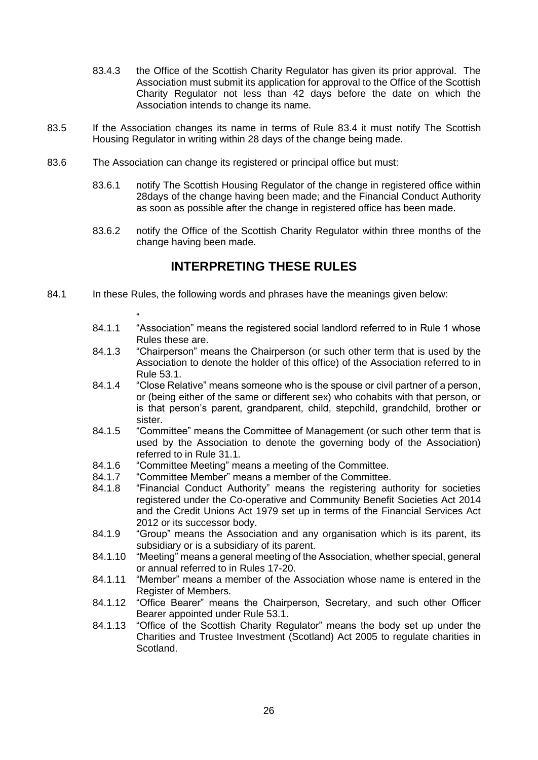83.4.3 the Office of the Scottish Charity Regulator has given its prior approval. The Association must submit its application for approval to the Office of the Scottish Charity Regulator not less than 42 days before the date on which the Association intends to change its name.

83.5 If the Association changes its name in terms of Rule 83.4 it must notify The Scottish Housing Regulator in writing within 28 days of the change being made.

83.6 The Association can change its registered or principal office but must:

83.6.1 notify The Scottish Housing Regulator of the change in registered office within 28days of the change having been made; and the Financial Conduct Authority as soon as possible after the change in registered office has been made.

83.6.2 notify the Office of the Scottish Charity Regulator within three months of the change having been made.

## INTERPRETING THESE RULES

84.1 In these Rules, the following words and phrases have the meanings given below:

"

84.1.1 "Association" means the registered social landlord referred to in Rule 1 whose Rules these are.

84.1.3 "Chairperson" means the Chairperson (or such other term that is used by the Association to denote the holder of this office) of the Association referred to in Rule 53.1.

84.1.4 "Close Relative" means someone who is the spouse or civil partner of a person, or (being either of the same or different sex) who cohabits with that person, or is that person's parent, grandparent, child, stepchild, grandchild, brother or sister.

84.1.5 "Committee" means the Committee of Management (or such other term that is used by the Association to denote the governing body of the Association) referred to in Rule 31.1.

84.1.6 "Committee Meeting" means a meeting of the Committee.

84.1.7 "Committee Member" means a member of the Committee.

84.1.8 "Financial Conduct Authority" means the registering authority for societies registered under the Co-operative and Community Benefit Societies Act 2014 and the Credit Unions Act 1979 set up in terms of the Financial Services Act 2012 or its successor body.

84.1.9 "Group" means the Association and any organisation which is its parent, its subsidiary or is a subsidiary of its parent.

84.1.10 "Meeting" means a general meeting of the Association, whether special, general or annual referred to in Rules 17-20.

84.1.11 "Member" means a member of the Association whose name is entered in the Register of Members.

84.1.12 "Office Bearer" means the Chairperson, Secretary, and such other Officer Bearer appointed under Rule 53.1.

84.1.13 "Office of the Scottish Charity Regulator" means the body set up under the Charities and Trustee Investment (Scotland) Act 2005 to regulate charities in Scotland.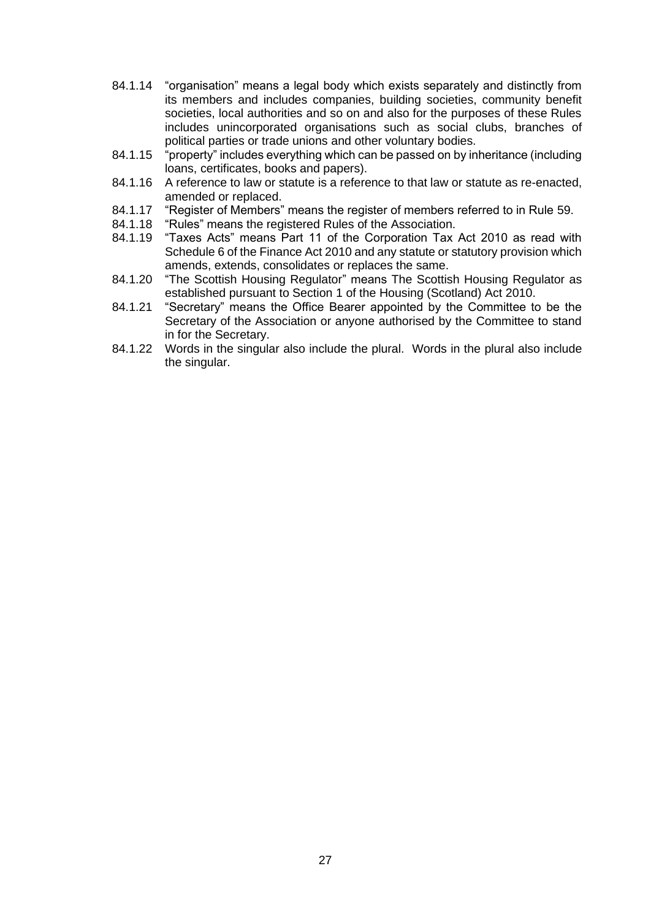84.1.14 "organisation" means a legal body which exists separately and distinctly from its members and includes companies, building societies, community benefit societies, local authorities and so on and also for the purposes of these Rules includes unincorporated organisations such as social clubs, branches of political parties or trade unions and other voluntary bodies.

84.1.15 "property" includes everything which can be passed on by inheritance (including loans, certificates, books and papers).

84.1.16 A reference to law or statute is a reference to that law or statute as re-enacted, amended or replaced.

84.1.17 "Register of Members" means the register of members referred to in Rule 59.

84.1.18 "Rules" means the registered Rules of the Association.

84.1.19 "Taxes Acts" means Part 11 of the Corporation Tax Act 2010 as read with Schedule 6 of the Finance Act 2010 and any statute or statutory provision which amends, extends, consolidates or replaces the same.

84.1.20 "The Scottish Housing Regulator" means The Scottish Housing Regulator as established pursuant to Section 1 of the Housing (Scotland) Act 2010.

84.1.21 "Secretary" means the Office Bearer appointed by the Committee to be the Secretary of the Association or anyone authorised by the Committee to stand in for the Secretary.

84.1.22 Words in the singular also include the plural. Words in the plural also include the singular.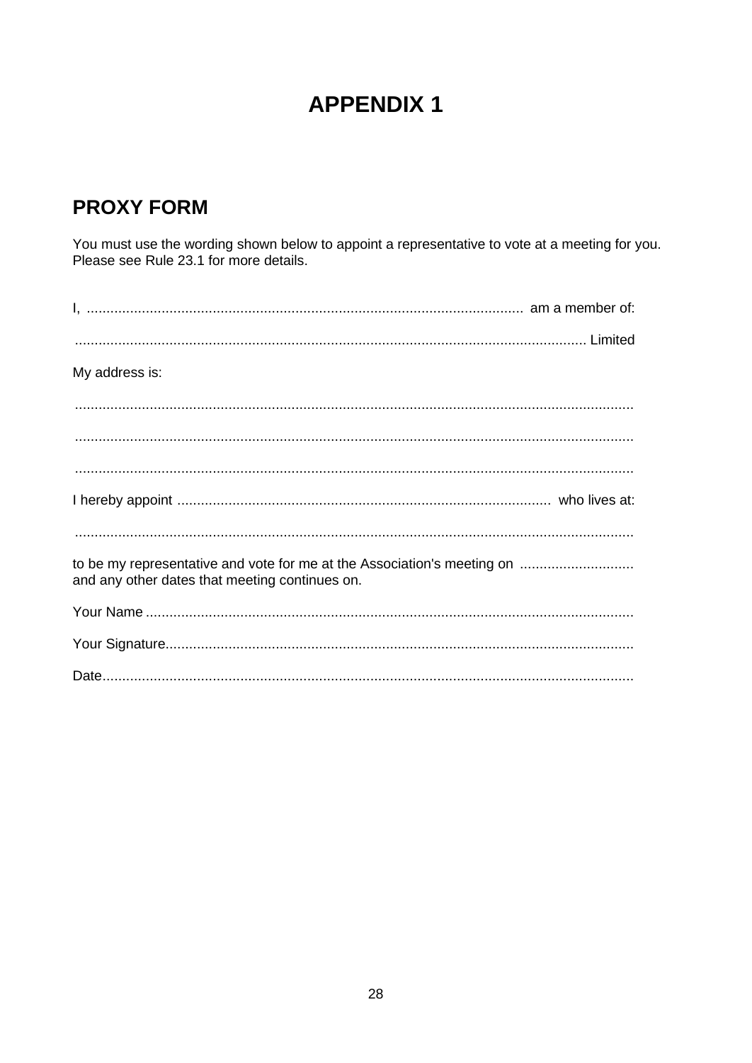# APPENDIX 1

## PROXY FORM

You must use the wording shown below to appoint a representative to vote at a meeting for you. Please see Rule 23.1 for more details.

I, .............................................................................................................. am a member of:

................................................................................................................................ Limited

My address is:

..............................................................................................................................................

..............................................................................................................................................

..............................................................................................................................................

I hereby appoint ............................................................................................... who lives at:

..............................................................................................................................................

to be my representative and vote for me at the Association's meeting on ............................. and any other dates that meeting continues on.

Your Name ............................................................................................................................

Your Signature.......................................................................................................................

Date.......................................................................................................................................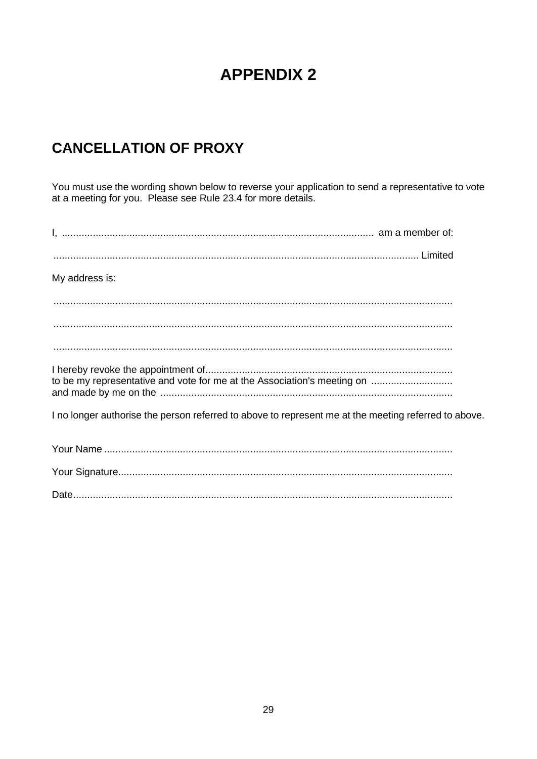# APPENDIX 2

## CANCELLATION OF PROXY

You must use the wording shown below to reverse your application to send a representative to vote at a meeting for you. Please see Rule 23.4 for more details.

I, ............................................................................................................ am a member of:

................................................................................................................................ Limited

My address is:

.............................................................................................................................................

.............................................................................................................................................

.............................................................................................................................................

I hereby revoke the appointment of.......................................................................................
to be my representative and vote for me at the Association's meeting on .............................
and made by me on the .......................................................................................................

I no longer authorise the person referred to above to represent me at the meeting referred to above.

Your Name ...........................................................................................................................

Your Signature......................................................................................................................

Date.....................................................................................................................................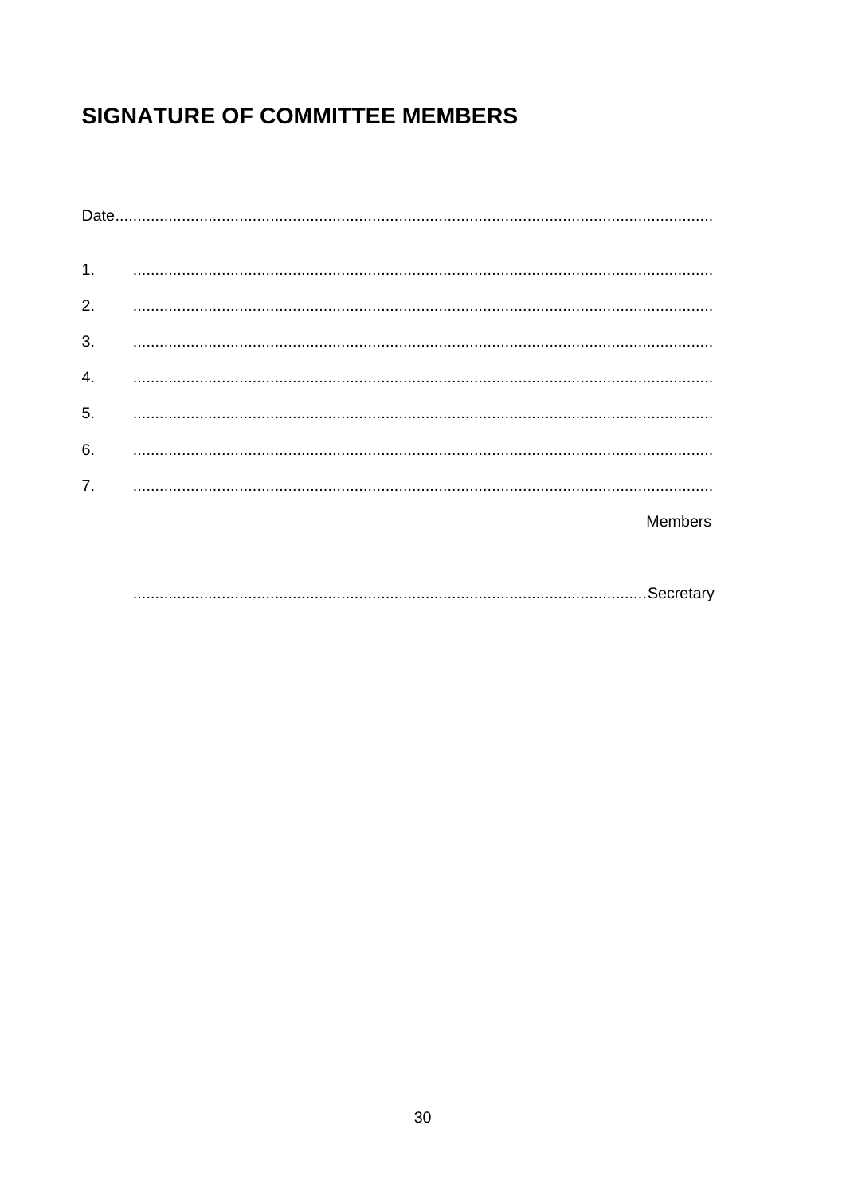## SIGNATURE OF COMMITTEE MEMBERS

Date.......................................................................................................................................

1. ..................................................................................................................................

2. ..................................................................................................................................

3. ..................................................................................................................................

4. ..................................................................................................................................

5. ..................................................................................................................................

6. ..................................................................................................................................

7. ..................................................................................................................................

Members

..................................................................................................................Secretary